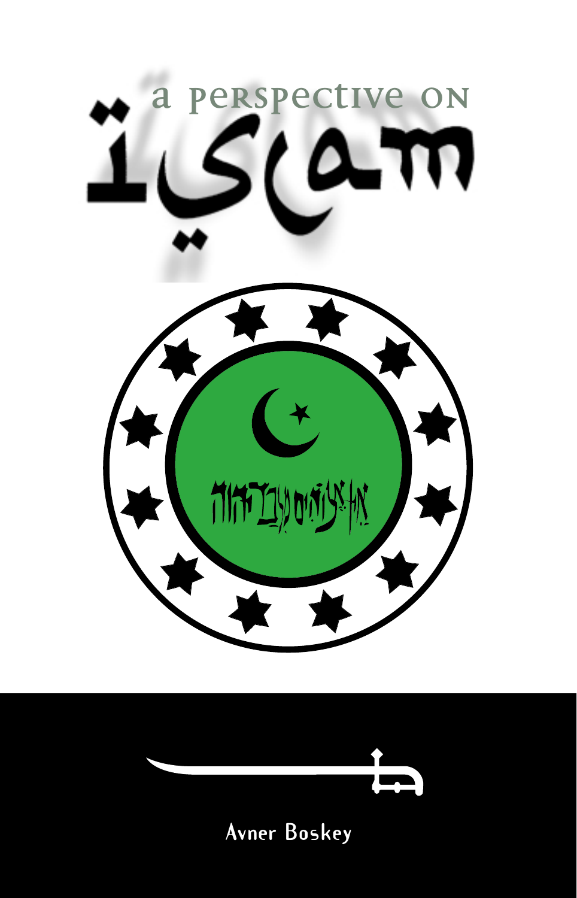# a perspective on Islam

Avner Boskey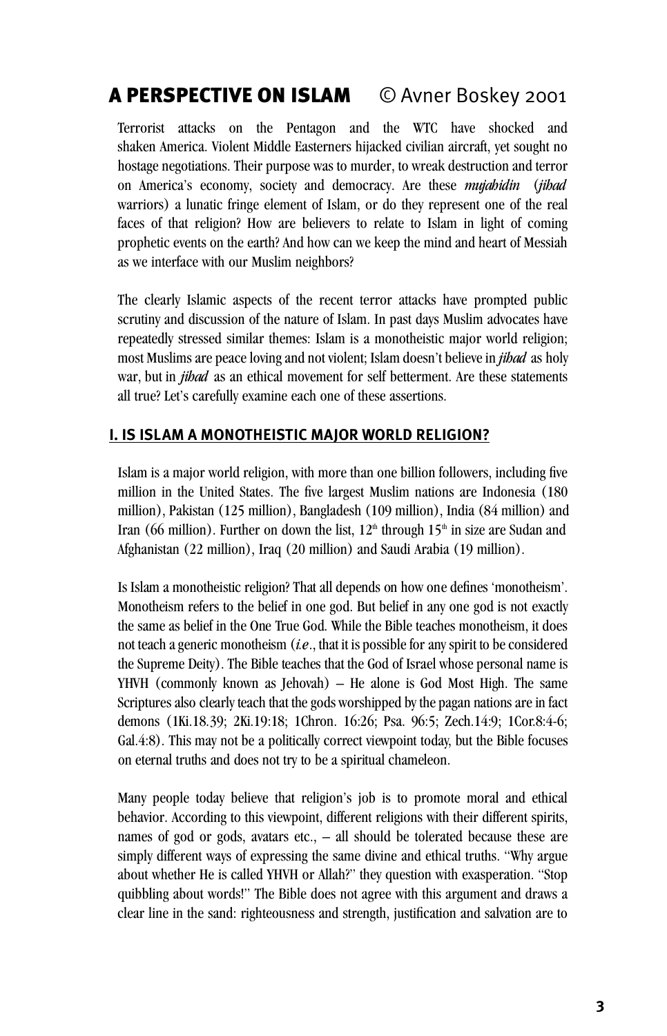# A PERSPECTIVE ON ISLAM © Avner Boskey 2001

Terrorist attacks on the Pentagon and the WTC have shocked and shaken America. Violent Middle Easterners hijacked civilian aircraft, yet sought no hostage negotiations. Their purpose was to murder, to wreak destruction and terror on America's economy, society and democracy. Are these ***mujahidin*** (*jihad* warriors) a lunatic fringe element of Islam, or do they represent one of the real faces of that religion? How are believers to relate to Islam in light of coming prophetic events on the earth? And how can we keep the mind and heart of Messiah as we interface with our Muslim neighbors?

The clearly Islamic aspects of the recent terror attacks have prompted public scrutiny and discussion of the nature of Islam. In past days Muslim advocates have repeatedly stressed similar themes: Islam is a monotheistic major world religion; most Muslims are peace loving and not violent; Islam doesn't believe in ***jihad*** as holy war, but in ***jihad*** as an ethical movement for self betterment. Are these statements all true? Let's carefully examine each one of these assertions.

## I. IS ISLAM A MONOTHEISTIC MAJOR WORLD RELIGION?

Islam is a major world religion, with more than one billion followers, including five million in the United States. The five largest Muslim nations are Indonesia (180 million), Pakistan (125 million), Bangladesh (109 million), India (84 million) and Iran (66 million). Further on down the list, 12th through 15th in size are Sudan and Afghanistan (22 million), Iraq (20 million) and Saudi Arabia (19 million).

Is Islam a monotheistic religion? That all depends on how one defines 'monotheism'. Monotheism refers to the belief in one god. But belief in any one god is not exactly the same as belief in the One True God. While the Bible teaches monotheism, it does not teach a generic monotheism (*i.e*., that it is possible for any spirit to be considered the Supreme Deity). The Bible teaches that the God of Israel whose personal name is YHVH (commonly known as Jehovah) – He alone is God Most High. The same Scriptures also clearly teach that the gods worshipped by the pagan nations are in fact demons (1Ki.18.39; 2Ki.19:18; 1Chron. 16:26; Psa. 96:5; Zech.14:9; 1Cor.8:4-6; Gal.4:8). This may not be a politically correct viewpoint today, but the Bible focuses on eternal truths and does not try to be a spiritual chameleon.

Many people today believe that religion's job is to promote moral and ethical behavior. According to this viewpoint, different religions with their different spirits, names of god or gods, avatars etc., – all should be tolerated because these are simply different ways of expressing the same divine and ethical truths. "Why argue about whether He is called YHVH or Allah?" they question with exasperation. "Stop quibbling about words!" The Bible does not agree with this argument and draws a clear line in the sand: righteousness and strength, justification and salvation are to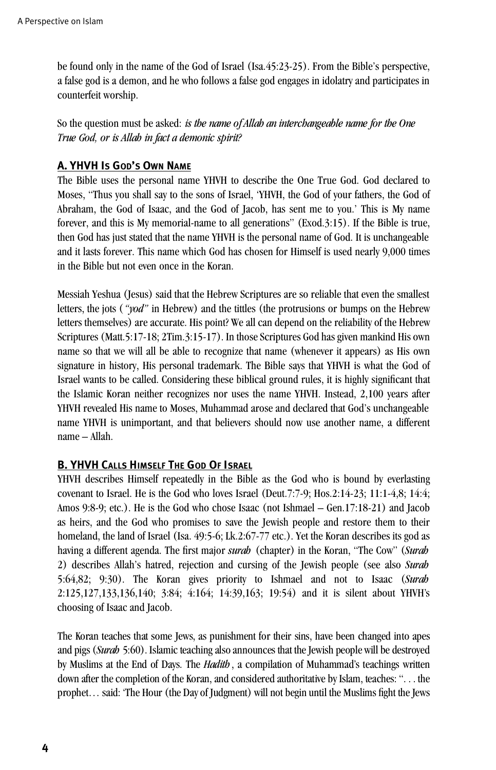be found only in the name of the God of Israel (Isa.45:23-25). From the Bible's perspective, a false god is a demon, and he who follows a false god engages in idolatry and participates in counterfeit worship.

So the question must be asked: *is the name of Allah an interchangeable name for the One True God, or is Allah in fact a demonic spirit?*

## A. YHVH Is God's Own Name

The Bible uses the personal name YHVH to describe the One True God. God declared to Moses, "Thus you shall say to the sons of Israel, 'YHVH, the God of your fathers, the God of Abraham, the God of Isaac, and the God of Jacob, has sent me to you.' This is My name forever, and this is My memorial-name to all generations" (Exod.3:15). If the Bible is true, then God has just stated that the name YHVH is the personal name of God. It is unchangeable and it lasts forever. This name which God has chosen for Himself is used nearly 9,000 times in the Bible but not even once in the Koran.

Messiah Yeshua (Jesus) said that the Hebrew Scriptures are so reliable that even the smallest letters, the jots (*"yod"* in Hebrew) and the tittles (the protrusions or bumps on the Hebrew letters themselves) are accurate. His point? We all can depend on the reliability of the Hebrew Scriptures (Matt.5:17-18; 2Tim.3:15-17). In those Scriptures God has given mankind His own name so that we will all be able to recognize that name (whenever it appears) as His own signature in history, His personal trademark. The Bible says that YHVH is what the God of Israel wants to be called. Considering these biblical ground rules, it is highly significant that the Islamic Koran neither recognizes nor uses the name YHVH. Instead, 2,100 years after YHVH revealed His name to Moses, Muhammad arose and declared that God's unchangeable name YHVH is unimportant, and that believers should now use another name, a different name – Allah.

## B. YHVH Calls Himself The God Of Israel

YHVH describes Himself repeatedly in the Bible as the God who is bound by everlasting covenant to Israel. He is the God who loves Israel (Deut.7:7-9; Hos.2:14-23; 11:1-4,8; 14:4; Amos 9:8-9; etc.). He is the God who chose Isaac (not Ishmael – Gen.17:18-21) and Jacob as heirs, and the God who promises to save the Jewish people and restore them to their homeland, the land of Israel (Isa. 49:5-6; Lk.2:67-77 etc.). Yet the Koran describes its god as having a different agenda. The first major *surah* (chapter) in the Koran, "The Cow" (*Surah* 2) describes Allah's hatred, rejection and cursing of the Jewish people (see also *Surah* 5:64,82; 9:30). The Koran gives priority to Ishmael and not to Isaac (*Surah* 2:125,127,133,136,140; 3:84; 4:164; 14:39,163; 19:54) and it is silent about YHVH's choosing of Isaac and Jacob.

The Koran teaches that some Jews, as punishment for their sins, have been changed into apes and pigs (*Surah* 5:60). Islamic teaching also announces that the Jewish people will be destroyed by Muslims at the End of Days. The *Hadith*, a compilation of Muhammad's teachings written down after the completion of the Koran, and considered authoritative by Islam, teaches: ". . . the prophet… said: 'The Hour (the Day of Judgment) will not begin until the Muslims fight the Jews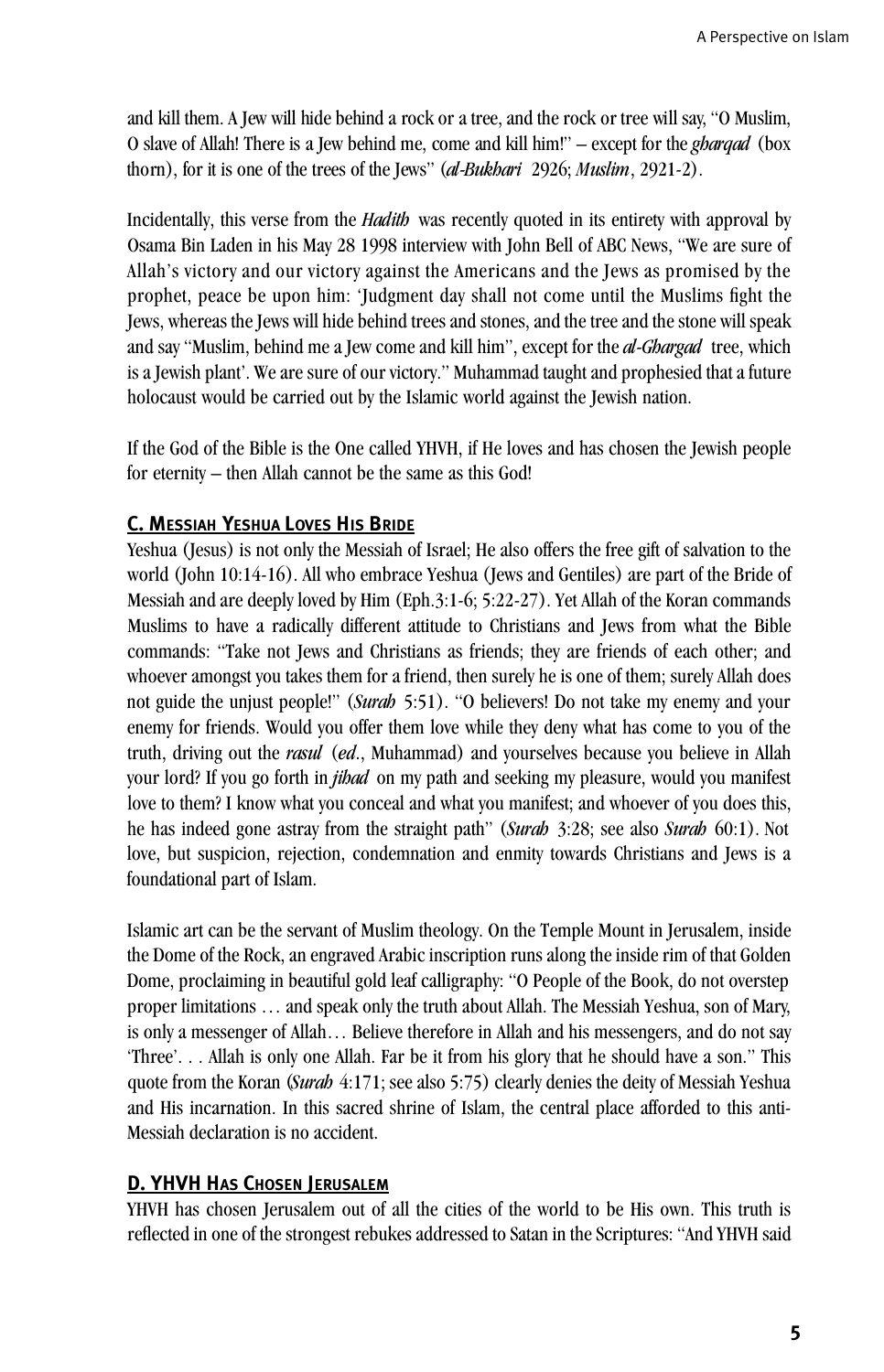and kill them. A Jew will hide behind a rock or a tree, and the rock or tree will say, "O Muslim, O slave of Allah! There is a Jew behind me, come and kill him!" – except for the *gharqad* (box thorn), for it is one of the trees of the Jews" (*al-Bukhari* 2926; *Muslim*, 2921-2).

Incidentally, this verse from the *Hadith* was recently quoted in its entirety with approval by Osama Bin Laden in his May 28 1998 interview with John Bell of ABC News, "We are sure of Allah's victory and our victory against the Americans and the Jews as promised by the prophet, peace be upon him: 'Judgment day shall not come until the Muslims fight the Jews, whereas the Jews will hide behind trees and stones, and the tree and the stone will speak and say "Muslim, behind me a Jew come and kill him", except for the *al-Ghargad* tree, which is a Jewish plant'. We are sure of our victory." Muhammad taught and prophesied that a future holocaust would be carried out by the Islamic world against the Jewish nation.

If the God of the Bible is the One called YHVH, if He loves and has chosen the Jewish people for eternity – then Allah cannot be the same as this God!

### C. Messiah Yeshua Loves His Bride

Yeshua (Jesus) is not only the Messiah of Israel; He also offers the free gift of salvation to the world (John 10:14-16). All who embrace Yeshua (Jews and Gentiles) are part of the Bride of Messiah and are deeply loved by Him (Eph.3:1-6; 5:22-27). Yet Allah of the Koran commands Muslims to have a radically different attitude to Christians and Jews from what the Bible commands: "Take not Jews and Christians as friends; they are friends of each other; and whoever amongst you takes them for a friend, then surely he is one of them; surely Allah does not guide the unjust people!" (*Surah* 5:51). "O believers! Do not take my enemy and your enemy for friends. Would you offer them love while they deny what has come to you of the truth, driving out the *rasul* (*ed*., Muhammad) and yourselves because you believe in Allah your lord? If you go forth in *jihad* on my path and seeking my pleasure, would you manifest love to them? I know what you conceal and what you manifest; and whoever of you does this, he has indeed gone astray from the straight path" (*Surah* 3:28; see also *Surah* 60:1). Not love, but suspicion, rejection, condemnation and enmity towards Christians and Jews is a foundational part of Islam.

Islamic art can be the servant of Muslim theology. On the Temple Mount in Jerusalem, inside the Dome of the Rock, an engraved Arabic inscription runs along the inside rim of that Golden Dome, proclaiming in beautiful gold leaf calligraphy: "O People of the Book, do not overstep proper limitations … and speak only the truth about Allah. The Messiah Yeshua, son of Mary, is only a messenger of Allah… Believe therefore in Allah and his messengers, and do not say 'Three'. . . Allah is only one Allah. Far be it from his glory that he should have a son." This quote from the Koran (*Surah* 4:171; see also 5:75) clearly denies the deity of Messiah Yeshua and His incarnation. In this sacred shrine of Islam, the central place afforded to this anti-Messiah declaration is no accident.

### D. YHVH Has Chosen Jerusalem

YHVH has chosen Jerusalem out of all the cities of the world to be His own. This truth is reflected in one of the strongest rebukes addressed to Satan in the Scriptures: "And YHVH said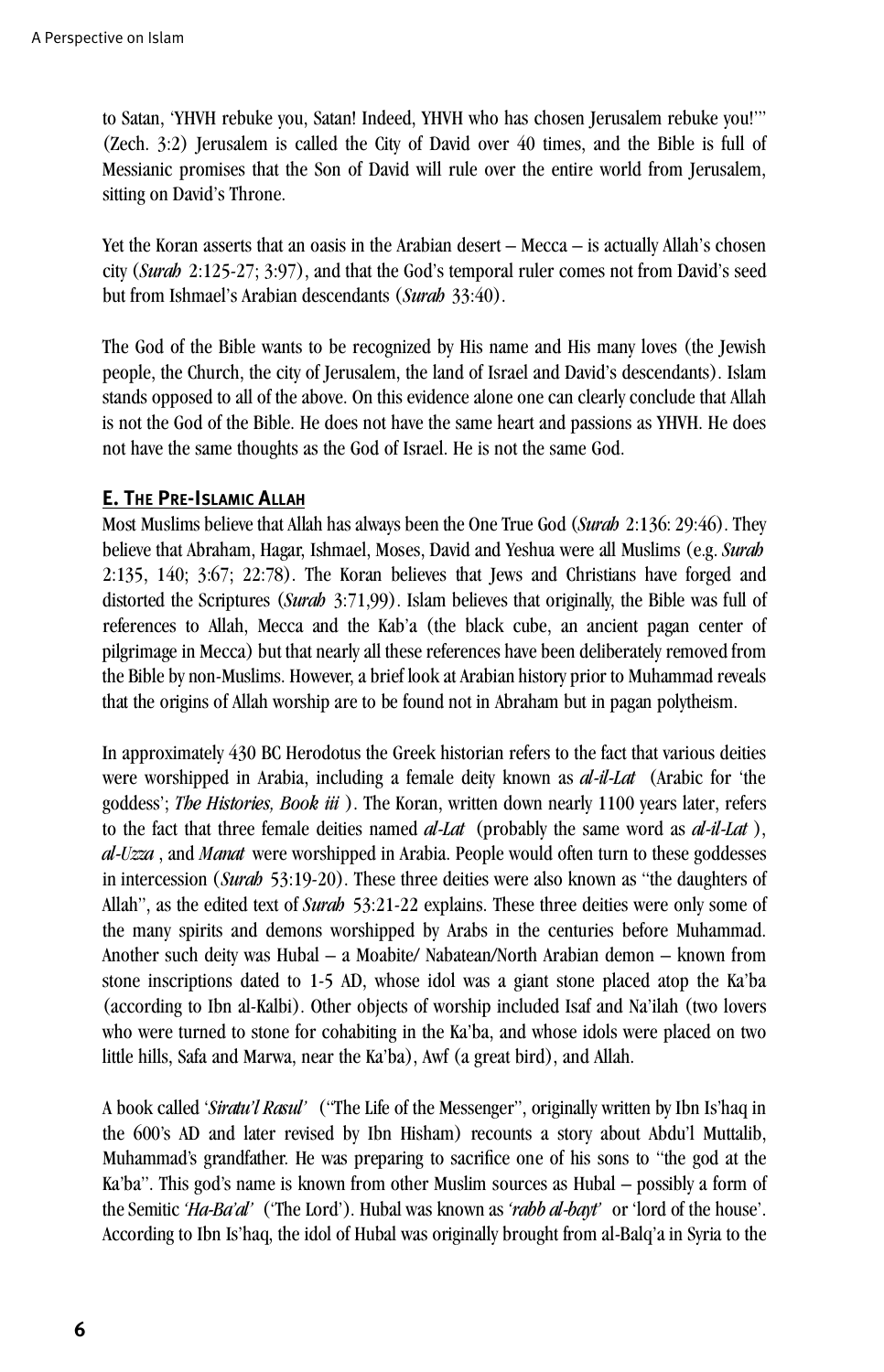to Satan, 'YHVH rebuke you, Satan! Indeed, YHVH who has chosen Jerusalem rebuke you!'" (Zech. 3:2) Jerusalem is called the City of David over 40 times, and the Bible is full of Messianic promises that the Son of David will rule over the entire world from Jerusalem, sitting on David's Throne.

Yet the Koran asserts that an oasis in the Arabian desert – Mecca – is actually Allah's chosen city (*Surah* 2:125-27; 3:97), and that the God's temporal ruler comes not from David's seed but from Ishmael's Arabian descendants (*Surah* 33:40).

The God of the Bible wants to be recognized by His name and His many loves (the Jewish people, the Church, the city of Jerusalem, the land of Israel and David's descendants). Islam stands opposed to all of the above. On this evidence alone one can clearly conclude that Allah is not the God of the Bible. He does not have the same heart and passions as YHVH. He does not have the same thoughts as the God of Israel. He is not the same God.

## E. The Pre-Islamic Allah

Most Muslims believe that Allah has always been the One True God (*Surah* 2:136: 29:46). They believe that Abraham, Hagar, Ishmael, Moses, David and Yeshua were all Muslims (e.g. *Surah* 2:135, 140; 3:67; 22:78). The Koran believes that Jews and Christians have forged and distorted the Scriptures (*Surah* 3:71,99). Islam believes that originally, the Bible was full of references to Allah, Mecca and the Kab'a (the black cube, an ancient pagan center of pilgrimage in Mecca) but that nearly all these references have been deliberately removed from the Bible by non-Muslims. However, a brief look at Arabian history prior to Muhammad reveals that the origins of Allah worship are to be found not in Abraham but in pagan polytheism.

In approximately 430 BC Herodotus the Greek historian refers to the fact that various deities were worshipped in Arabia, including a female deity known as *al-il-Lat* (Arabic for 'the goddess'; *The Histories, Book iii* ). The Koran, written down nearly 1100 years later, refers to the fact that three female deities named *al-Lat* (probably the same word as *al-il-Lat* ), *al-Uzza* , and *Manat* were worshipped in Arabia. People would often turn to these goddesses in intercession (*Surah* 53:19-20). These three deities were also known as "the daughters of Allah", as the edited text of *Surah* 53:21-22 explains. These three deities were only some of the many spirits and demons worshipped by Arabs in the centuries before Muhammad. Another such deity was Hubal – a Moabite/ Nabatean/North Arabian demon – known from stone inscriptions dated to 1-5 AD, whose idol was a giant stone placed atop the Ka'ba (according to Ibn al-Kalbi). Other objects of worship included Isaf and Na'ilah (two lovers who were turned to stone for cohabiting in the Ka'ba, and whose idols were placed on two little hills, Safa and Marwa, near the Ka'ba), Awf (a great bird), and Allah.

A book called '*Siratu'l Rasul'* ("The Life of the Messenger", originally written by Ibn Is'haq in the 600's AD and later revised by Ibn Hisham) recounts a story about Abdu'l Muttalib, Muhammad's grandfather. He was preparing to sacrifice one of his sons to "the god at the Ka'ba". This god's name is known from other Muslim sources as Hubal – possibly a form of the Semitic *'Ha-Ba'al'* ('The Lord'). Hubal was known as *'rabb al-bayt'* or 'lord of the house'. According to Ibn Is'haq, the idol of Hubal was originally brought from al-Balq'a in Syria to the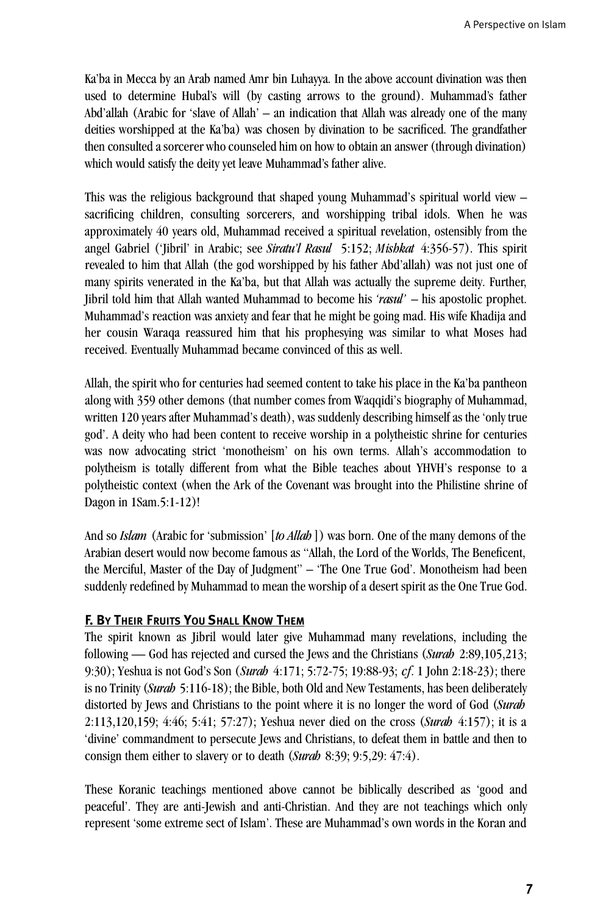Ka'ba in Mecca by an Arab named Amr bin Luhayya. In the above account divination was then used to determine Hubal's will (by casting arrows to the ground). Muhammad's father Abd'allah (Arabic for 'slave of Allah' – an indication that Allah was already one of the many deities worshipped at the Ka'ba) was chosen by divination to be sacrificed. The grandfather then consulted a sorcerer who counseled him on how to obtain an answer (through divination) which would satisfy the deity yet leave Muhammad's father alive.

This was the religious background that shaped young Muhammad's spiritual world view – sacrificing children, consulting sorcerers, and worshipping tribal idols. When he was approximately 40 years old, Muhammad received a spiritual revelation, ostensibly from the angel Gabriel ('Jibril' in Arabic; see *Siratu'l Rasul* 5:152; *Mishkat* 4:356-57). This spirit revealed to him that Allah (the god worshipped by his father Abd'allah) was not just one of many spirits venerated in the Ka'ba, but that Allah was actually the supreme deity. Further, Jibril told him that Allah wanted Muhammad to become his *'rasul'* – his apostolic prophet. Muhammad's reaction was anxiety and fear that he might be going mad. His wife Khadija and her cousin Waraqa reassured him that his prophesying was similar to what Moses had received. Eventually Muhammad became convinced of this as well.

Allah, the spirit who for centuries had seemed content to take his place in the Ka'ba pantheon along with 359 other demons (that number comes from Waqqidi's biography of Muhammad, written 120 years after Muhammad's death), was suddenly describing himself as the 'only true god'. A deity who had been content to receive worship in a polytheistic shrine for centuries was now advocating strict 'monotheism' on his own terms. Allah's accommodation to polytheism is totally different from what the Bible teaches about YHVH's response to a polytheistic context (when the Ark of the Covenant was brought into the Philistine shrine of Dagon in 1Sam.5:1-12)!

And so *Islam* (Arabic for 'submission' [*to Allah*]) was born. One of the many demons of the Arabian desert would now become famous as "Allah, the Lord of the Worlds, The Beneficent, the Merciful, Master of the Day of Judgment" – 'The One True God'. Monotheism had been suddenly redefined by Muhammad to mean the worship of a desert spirit as the One True God.

### F. By Their Fruits You Shall Know Them

The spirit known as Jibril would later give Muhammad many revelations, including the following — God has rejected and cursed the Jews and the Christians (*Surah* 2:89,105,213; 9:30); Yeshua is not God's Son (*Surah* 4:171; 5:72-75; 19:88-93; *cf.* 1 John 2:18-23); there is no Trinity (*Surah* 5:116-18); the Bible, both Old and New Testaments, has been deliberately distorted by Jews and Christians to the point where it is no longer the word of God (*Surah* 2:113,120,159; 4:46; 5:41; 57:27); Yeshua never died on the cross (*Surah* 4:157); it is a 'divine' commandment to persecute Jews and Christians, to defeat them in battle and then to consign them either to slavery or to death (*Surah* 8:39; 9:5,29: 47:4).

These Koranic teachings mentioned above cannot be biblically described as 'good and peaceful'. They are anti-Jewish and anti-Christian. And they are not teachings which only represent 'some extreme sect of Islam'. These are Muhammad's own words in the Koran and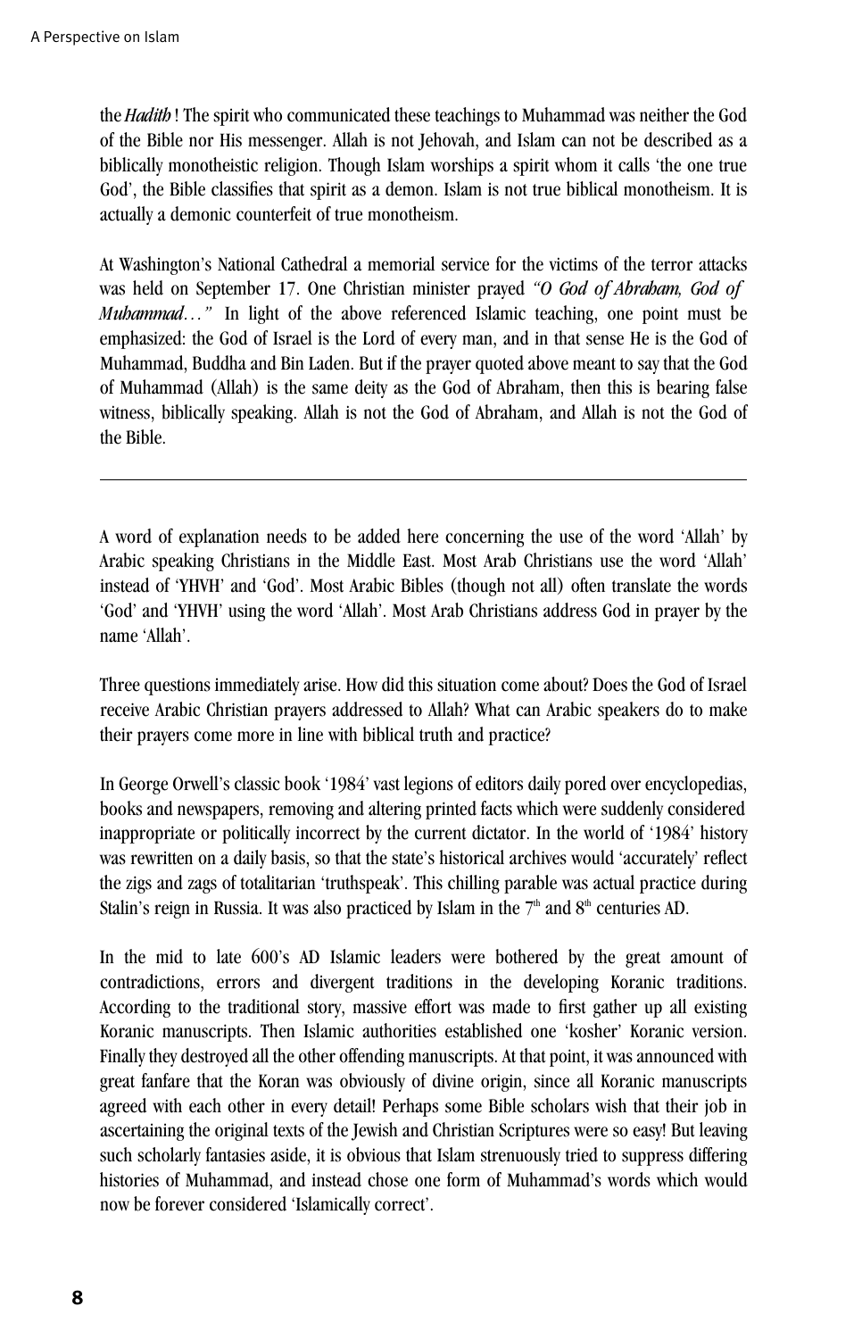the *Hadith* ! The spirit who communicated these teachings to Muhammad was neither the God of the Bible nor His messenger. Allah is not Jehovah, and Islam can not be described as a biblically monotheistic religion. Though Islam worships a spirit whom it calls 'the one true God', the Bible classifies that spirit as a demon. Islam is not true biblical monotheism. It is actually a demonic counterfeit of true monotheism.

At Washington's National Cathedral a memorial service for the victims of the terror attacks was held on September 17. One Christian minister prayed *"O God of Abraham, God of Muhammad…"* In light of the above referenced Islamic teaching, one point must be emphasized: the God of Israel is the Lord of every man, and in that sense He is the God of Muhammad, Buddha and Bin Laden. But if the prayer quoted above meant to say that the God of Muhammad (Allah) is the same deity as the God of Abraham, then this is bearing false witness, biblically speaking. Allah is not the God of Abraham, and Allah is not the God of the Bible.

---

A word of explanation needs to be added here concerning the use of the word 'Allah' by Arabic speaking Christians in the Middle East. Most Arab Christians use the word 'Allah' instead of 'YHVH' and 'God'. Most Arabic Bibles (though not all) often translate the words 'God' and 'YHVH' using the word 'Allah'. Most Arab Christians address God in prayer by the name 'Allah'.

Three questions immediately arise. How did this situation come about? Does the God of Israel receive Arabic Christian prayers addressed to Allah? What can Arabic speakers do to make their prayers come more in line with biblical truth and practice?

In George Orwell's classic book '1984' vast legions of editors daily pored over encyclopedias, books and newspapers, removing and altering printed facts which were suddenly considered inappropriate or politically incorrect by the current dictator. In the world of '1984' history was rewritten on a daily basis, so that the state's historical archives would 'accurately' reflect the zigs and zags of totalitarian 'truthspeak'. This chilling parable was actual practice during Stalin's reign in Russia. It was also practiced by Islam in the 7th and 8th centuries AD.

In the mid to late 600's AD Islamic leaders were bothered by the great amount of contradictions, errors and divergent traditions in the developing Koranic traditions. According to the traditional story, massive effort was made to first gather up all existing Koranic manuscripts. Then Islamic authorities established one 'kosher' Koranic version. Finally they destroyed all the other offending manuscripts. At that point, it was announced with great fanfare that the Koran was obviously of divine origin, since all Koranic manuscripts agreed with each other in every detail! Perhaps some Bible scholars wish that their job in ascertaining the original texts of the Jewish and Christian Scriptures were so easy! But leaving such scholarly fantasies aside, it is obvious that Islam strenuously tried to suppress differing histories of Muhammad, and instead chose one form of Muhammad's words which would now be forever considered 'Islamically correct'.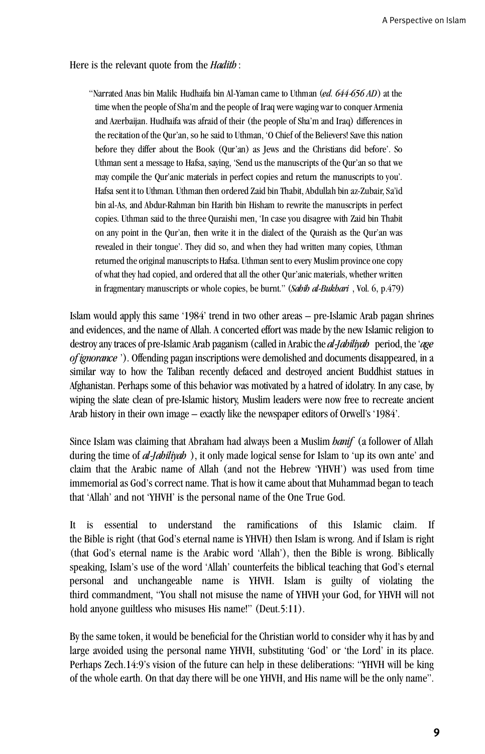Here is the relevant quote from the *Hadith* :

> "Narrated Anas bin Malik: Hudhaifa bin Al-Yaman came to Uthman (*ed. 644-656 AD*) at the time when the people of Sha'm and the people of Iraq were waging war to conquer Armenia and Azerbaijan. Hudhaifa was afraid of their (the people of Sha'm and Iraq) differences in the recitation of the Qur'an, so he said to Uthman, 'O Chief of the Believers! Save this nation before they differ about the Book (Qur'an) as Jews and the Christians did before'. So Uthman sent a message to Hafsa, saying, 'Send us the manuscripts of the Qur'an so that we may compile the Qur'anic materials in perfect copies and return the manuscripts to you'. Hafsa sent it to Uthman. Uthman then ordered Zaid bin Thabit, Abdullah bin az-Zubair, Sa'id bin al-As, and Abdur-Rahman bin Harith bin Hisham to rewrite the manuscripts in perfect copies. Uthman said to the three Quraishi men, 'In case you disagree with Zaid bin Thabit on any point in the Qur'an, then write it in the dialect of the Quraish as the Qur'an was revealed in their tongue'. They did so, and when they had written many copies, Uthman returned the original manuscripts to Hafsa. Uthman sent to every Muslim province one copy of what they had copied, and ordered that all the other Qur'anic materials, whether written in fragmentary manuscripts or whole copies, be burnt." (*Sahih al-Bukhari* , Vol. 6, p.479)

Islam would apply this same '1984' trend in two other areas – pre-Islamic Arab pagan shrines and evidences, and the name of Allah. A concerted effort was made by the new Islamic religion to destroy any traces of pre-Islamic Arab paganism (called in Arabic the *al-Jahiliyah* period, the '*age of ignorance* '). Offending pagan inscriptions were demolished and documents disappeared, in a similar way to how the Taliban recently defaced and destroyed ancient Buddhist statues in Afghanistan. Perhaps some of this behavior was motivated by a hatred of idolatry. In any case, by wiping the slate clean of pre-Islamic history, Muslim leaders were now free to recreate ancient Arab history in their own image – exactly like the newspaper editors of Orwell's '1984'.

Since Islam was claiming that Abraham had always been a Muslim *hanif* (a follower of Allah during the time of *al-Jahiliyah* ), it only made logical sense for Islam to 'up its own ante' and claim that the Arabic name of Allah (and not the Hebrew 'YHVH') was used from time immemorial as God's correct name. That is how it came about that Muhammad began to teach that 'Allah' and not 'YHVH' is the personal name of the One True God.

It is essential to understand the ramifications of this Islamic claim. If the Bible is right (that God's eternal name is YHVH) then Islam is wrong. And if Islam is right (that God's eternal name is the Arabic word 'Allah'), then the Bible is wrong. Biblically speaking, Islam's use of the word 'Allah' counterfeits the biblical teaching that God's eternal personal and unchangeable name is YHVH. Islam is guilty of violating the third commandment, "You shall not misuse the name of YHVH your God, for YHVH will not hold anyone guiltless who misuses His name!" (Deut.5:11).

By the same token, it would be beneficial for the Christian world to consider why it has by and large avoided using the personal name YHVH, substituting 'God' or 'the Lord' in its place. Perhaps Zech.14:9's vision of the future can help in these deliberations: "YHVH will be king of the whole earth. On that day there will be one YHVH, and His name will be the only name".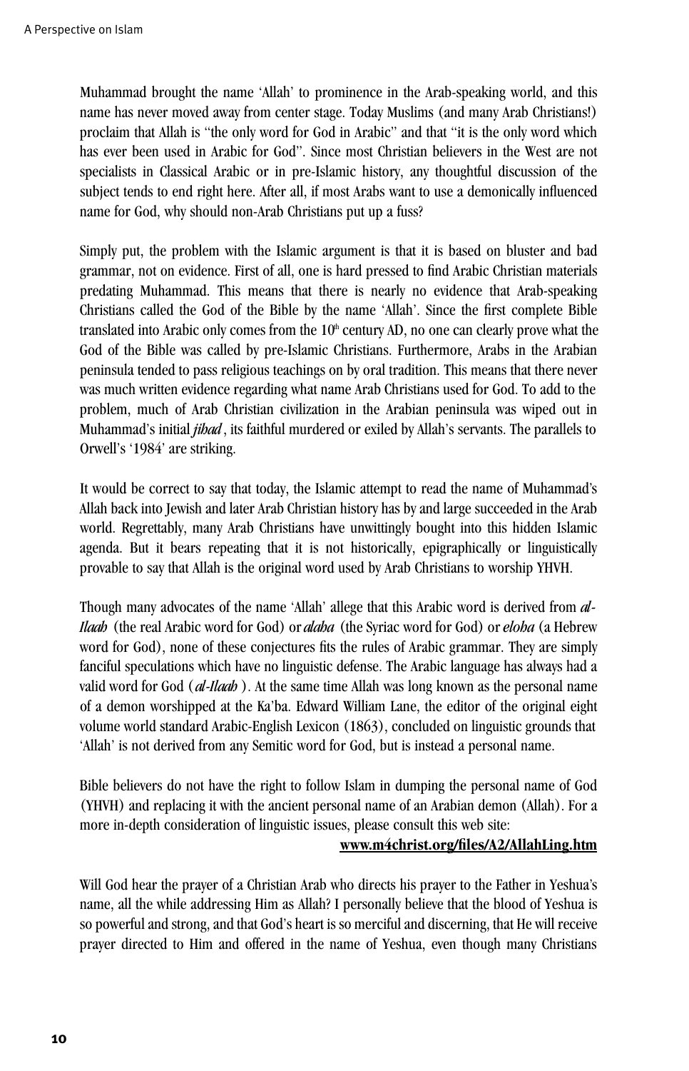Muhammad brought the name 'Allah' to prominence in the Arab-speaking world, and this name has never moved away from center stage. Today Muslims (and many Arab Christians!) proclaim that Allah is "the only word for God in Arabic" and that "it is the only word which has ever been used in Arabic for God". Since most Christian believers in the West are not specialists in Classical Arabic or in pre-Islamic history, any thoughtful discussion of the subject tends to end right here. After all, if most Arabs want to use a demonically influenced name for God, why should non-Arab Christians put up a fuss?

Simply put, the problem with the Islamic argument is that it is based on bluster and bad grammar, not on evidence. First of all, one is hard pressed to find Arabic Christian materials predating Muhammad. This means that there is nearly no evidence that Arab-speaking Christians called the God of the Bible by the name 'Allah'. Since the first complete Bible translated into Arabic only comes from the 10th century AD, no one can clearly prove what the God of the Bible was called by pre-Islamic Christians. Furthermore, Arabs in the Arabian peninsula tended to pass religious teachings on by oral tradition. This means that there never was much written evidence regarding what name Arab Christians used for God. To add to the problem, much of Arab Christian civilization in the Arabian peninsula was wiped out in Muhammad's initial *jihad*, its faithful murdered or exiled by Allah's servants. The parallels to Orwell's '1984' are striking.

It would be correct to say that today, the Islamic attempt to read the name of Muhammad's Allah back into Jewish and later Arab Christian history has by and large succeeded in the Arab world. Regrettably, many Arab Christians have unwittingly bought into this hidden Islamic agenda. But it bears repeating that it is not historically, epigraphically or linguistically provable to say that Allah is the original word used by Arab Christians to worship YHVH.

Though many advocates of the name 'Allah' allege that this Arabic word is derived from *al-Ilaah* (the real Arabic word for God) or *alaha* (the Syriac word for God) or *eloha* (a Hebrew word for God), none of these conjectures fits the rules of Arabic grammar. They are simply fanciful speculations which have no linguistic defense. The Arabic language has always had a valid word for God (*al-Ilaah*). At the same time Allah was long known as the personal name of a demon worshipped at the Ka'ba. Edward William Lane, the editor of the original eight volume world standard Arabic-English Lexicon (1863), concluded on linguistic grounds that 'Allah' is not derived from any Semitic word for God, but is instead a personal name.

Bible believers do not have the right to follow Islam in dumping the personal name of God (YHVH) and replacing it with the ancient personal name of an Arabian demon (Allah). For a more in-depth consideration of linguistic issues, please consult this web site:

**www.m4christ.org/files/A2/AllahLing.htm**

Will God hear the prayer of a Christian Arab who directs his prayer to the Father in Yeshua's name, all the while addressing Him as Allah? I personally believe that the blood of Yeshua is so powerful and strong, and that God's heart is so merciful and discerning, that He will receive prayer directed to Him and offered in the name of Yeshua, even though many Christians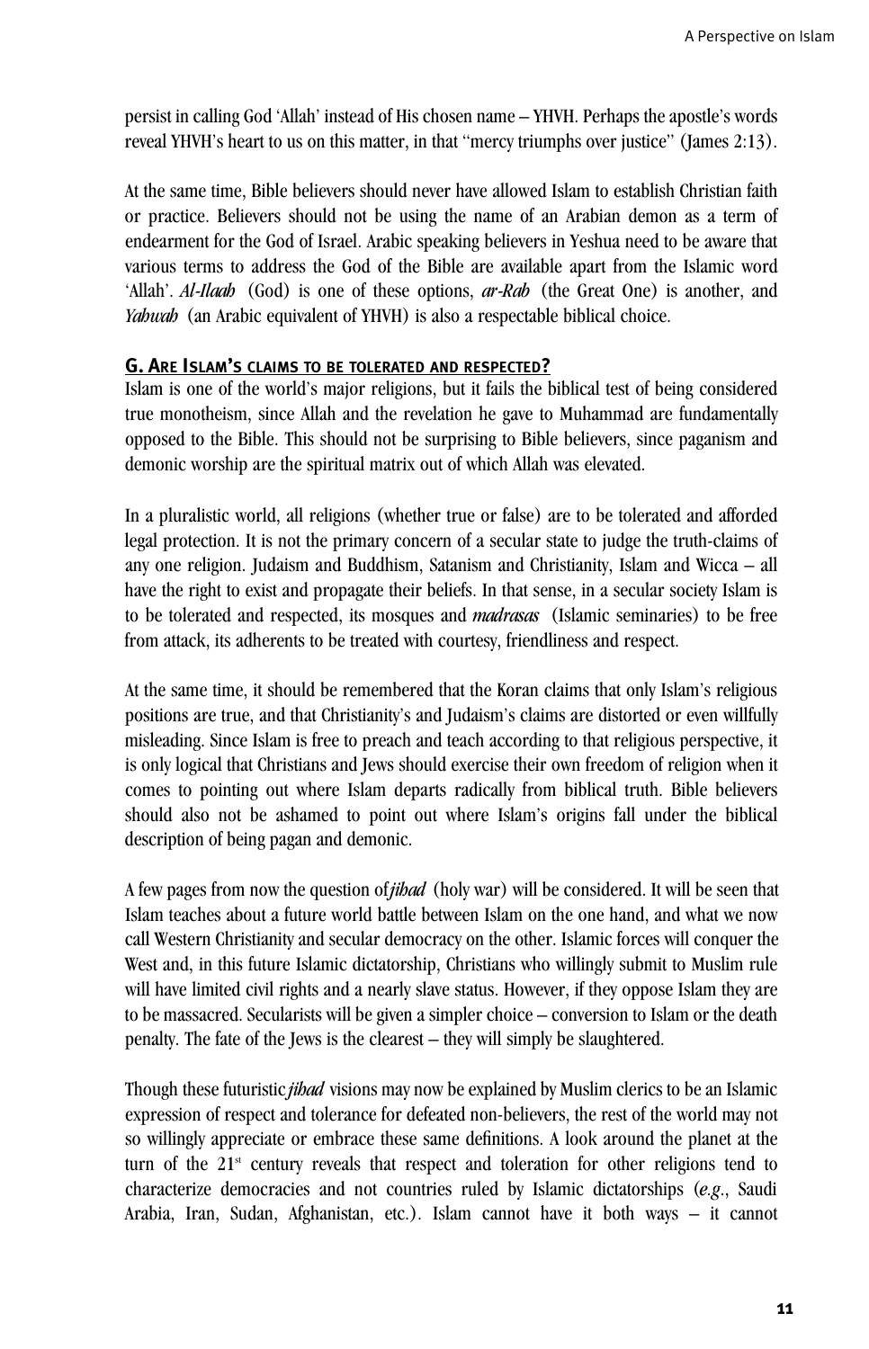persist in calling God 'Allah' instead of His chosen name – YHVH. Perhaps the apostle's words reveal YHVH's heart to us on this matter, in that "mercy triumphs over justice" (James 2:13).

At the same time, Bible believers should never have allowed Islam to establish Christian faith or practice. Believers should not be using the name of an Arabian demon as a term of endearment for the God of Israel. Arabic speaking believers in Yeshua need to be aware that various terms to address the God of the Bible are available apart from the Islamic word 'Allah'. *Al-Ilaah* (God) is one of these options, *ar-Rab* (the Great One) is another, and *Yahwah* (an Arabic equivalent of YHVH) is also a respectable biblical choice.

## G. Are Islam's claims to be tolerated and respected?

Islam is one of the world's major religions, but it fails the biblical test of being considered true monotheism, since Allah and the revelation he gave to Muhammad are fundamentally opposed to the Bible. This should not be surprising to Bible believers, since paganism and demonic worship are the spiritual matrix out of which Allah was elevated.

In a pluralistic world, all religions (whether true or false) are to be tolerated and afforded legal protection. It is not the primary concern of a secular state to judge the truth-claims of any one religion. Judaism and Buddhism, Satanism and Christianity, Islam and Wicca – all have the right to exist and propagate their beliefs. In that sense, in a secular society Islam is to be tolerated and respected, its mosques and *madrasas* (Islamic seminaries) to be free from attack, its adherents to be treated with courtesy, friendliness and respect.

At the same time, it should be remembered that the Koran claims that only Islam's religious positions are true, and that Christianity's and Judaism's claims are distorted or even willfully misleading. Since Islam is free to preach and teach according to that religious perspective, it is only logical that Christians and Jews should exercise their own freedom of religion when it comes to pointing out where Islam departs radically from biblical truth. Bible believers should also not be ashamed to point out where Islam's origins fall under the biblical description of being pagan and demonic.

A few pages from now the question of *jihad* (holy war) will be considered. It will be seen that Islam teaches about a future world battle between Islam on the one hand, and what we now call Western Christianity and secular democracy on the other. Islamic forces will conquer the West and, in this future Islamic dictatorship, Christians who willingly submit to Muslim rule will have limited civil rights and a nearly slave status. However, if they oppose Islam they are to be massacred. Secularists will be given a simpler choice – conversion to Islam or the death penalty. The fate of the Jews is the clearest – they will simply be slaughtered.

Though these futuristic *jihad* visions may now be explained by Muslim clerics to be an Islamic expression of respect and tolerance for defeated non-believers, the rest of the world may not so willingly appreciate or embrace these same definitions. A look around the planet at the turn of the 21st century reveals that respect and toleration for other religions tend to characterize democracies and not countries ruled by Islamic dictatorships (*e.g.*, Saudi Arabia, Iran, Sudan, Afghanistan, etc.). Islam cannot have it both ways – it cannot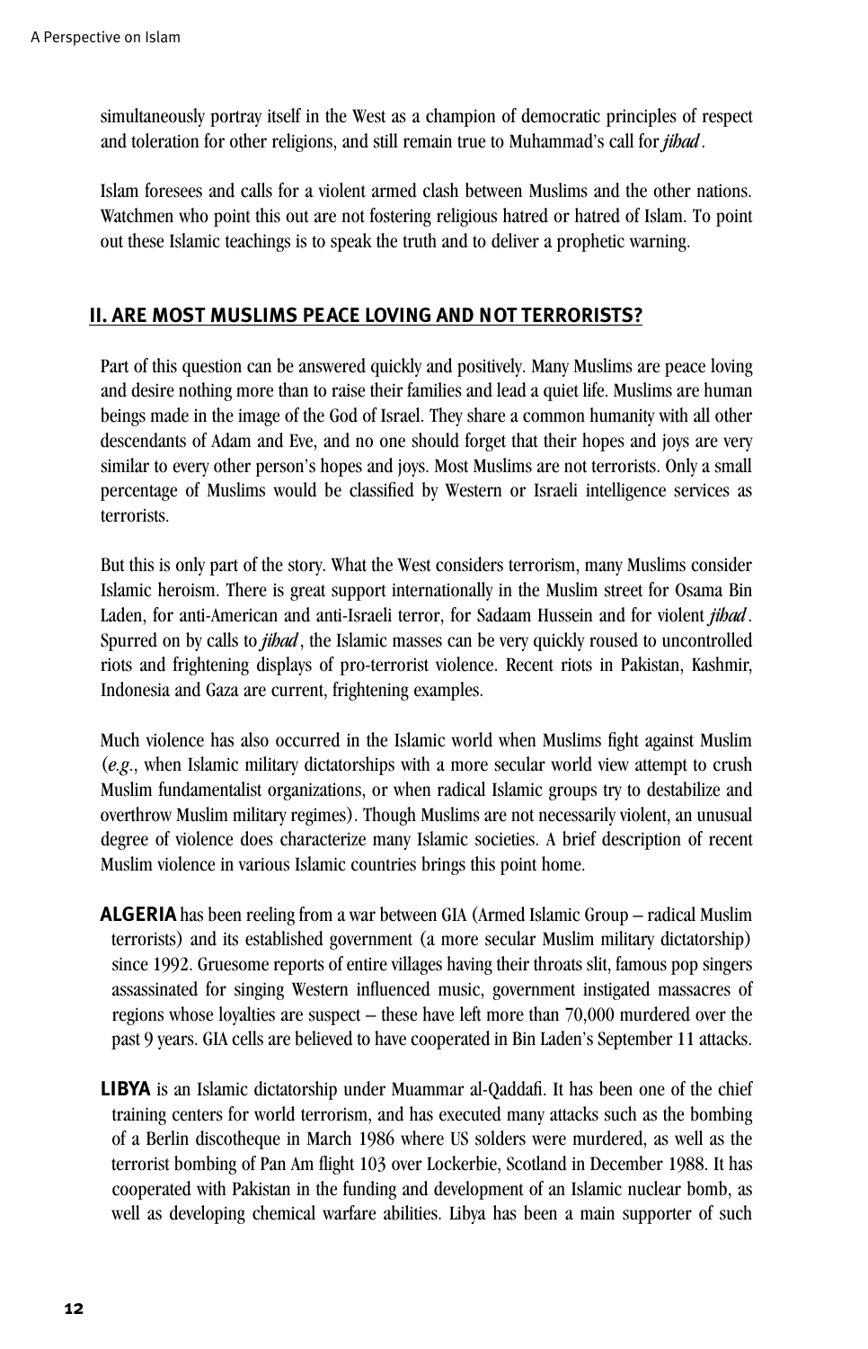simultaneously portray itself in the West as a champion of democratic principles of respect and toleration for other religions, and still remain true to Muhammad's call for *jihad*.

Islam foresees and calls for a violent armed clash between Muslims and the other nations. Watchmen who point this out are not fostering religious hatred or hatred of Islam. To point out these Islamic teachings is to speak the truth and to deliver a prophetic warning.

## II. ARE MOST MUSLIMS PEACE LOVING AND NOT TERRORISTS?

Part of this question can be answered quickly and positively. Many Muslims are peace loving and desire nothing more than to raise their families and lead a quiet life. Muslims are human beings made in the image of the God of Israel. They share a common humanity with all other descendants of Adam and Eve, and no one should forget that their hopes and joys are very similar to every other person's hopes and joys. Most Muslims are not terrorists. Only a small percentage of Muslims would be classified by Western or Israeli intelligence services as terrorists.

But this is only part of the story. What the West considers terrorism, many Muslims consider Islamic heroism. There is great support internationally in the Muslim street for Osama Bin Laden, for anti-American and anti-Israeli terror, for Sadaam Hussein and for violent *jihad*. Spurred on by calls to *jihad*, the Islamic masses can be very quickly roused to uncontrolled riots and frightening displays of pro-terrorist violence. Recent riots in Pakistan, Kashmir, Indonesia and Gaza are current, frightening examples.

Much violence has also occurred in the Islamic world when Muslims fight against Muslim (*e.g*., when Islamic military dictatorships with a more secular world view attempt to crush Muslim fundamentalist organizations, or when radical Islamic groups try to destabilize and overthrow Muslim military regimes). Though Muslims are not necessarily violent, an unusual degree of violence does characterize many Islamic societies. A brief description of recent Muslim violence in various Islamic countries brings this point home.

**ALGERIA** has been reeling from a war between GIA (Armed Islamic Group – radical Muslim terrorists) and its established government (a more secular Muslim military dictatorship) since 1992. Gruesome reports of entire villages having their throats slit, famous pop singers assassinated for singing Western influenced music, government instigated massacres of regions whose loyalties are suspect – these have left more than 70,000 murdered over the past 9 years. GIA cells are believed to have cooperated in Bin Laden's September 11 attacks.

**LIBYA** is an Islamic dictatorship under Muammar al-Qaddafi. It has been one of the chief training centers for world terrorism, and has executed many attacks such as the bombing of a Berlin discotheque in March 1986 where US solders were murdered, as well as the terrorist bombing of Pan Am flight 103 over Lockerbie, Scotland in December 1988. It has cooperated with Pakistan in the funding and development of an Islamic nuclear bomb, as well as developing chemical warfare abilities. Libya has been a main supporter of such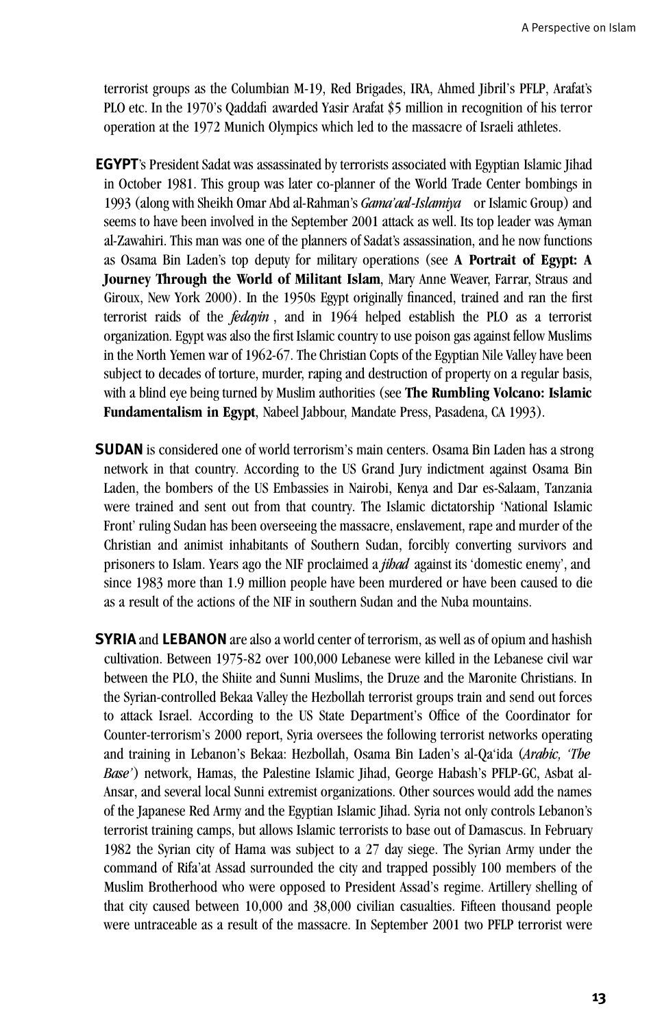terrorist groups as the Columbian M-19, Red Brigades, IRA, Ahmed Jibril's PFLP, Arafat's PLO etc. In the 1970's Qaddafi awarded Yasir Arafat $5 million in recognition of his terror operation at the 1972 Munich Olympics which led to the massacre of Israeli athletes.

**EGYPT**'s President Sadat was assassinated by terrorists associated with Egyptian Islamic Jihad in October 1981. This group was later co-planner of the World Trade Center bombings in 1993 (along with Sheikh Omar Abd al-Rahman's *Gama'aal-Islamiya* or Islamic Group) and seems to have been involved in the September 2001 attack as well. Its top leader was Ayman al-Zawahiri. This man was one of the planners of Sadat's assassination, and he now functions as Osama Bin Laden's top deputy for military operations (see **A Portrait of Egypt: A Journey Through the World of Militant Islam**, Mary Anne Weaver, Farrar, Straus and Giroux, New York 2000). In the 1950s Egypt originally financed, trained and ran the first terrorist raids of the *fedayin* , and in 1964 helped establish the PLO as a terrorist organization. Egypt was also the first Islamic country to use poison gas against fellow Muslims in the North Yemen war of 1962-67. The Christian Copts of the Egyptian Nile Valley have been subject to decades of torture, murder, raping and destruction of property on a regular basis, with a blind eye being turned by Muslim authorities (see **The Rumbling Volcano: Islamic Fundamentalism in Egypt**, Nabeel Jabbour, Mandate Press, Pasadena, CA 1993).

**SUDAN** is considered one of world terrorism's main centers. Osama Bin Laden has a strong network in that country. According to the US Grand Jury indictment against Osama Bin Laden, the bombers of the US Embassies in Nairobi, Kenya and Dar es-Salaam, Tanzania were trained and sent out from that country. The Islamic dictatorship 'National Islamic Front' ruling Sudan has been overseeing the massacre, enslavement, rape and murder of the Christian and animist inhabitants of Southern Sudan, forcibly converting survivors and prisoners to Islam. Years ago the NIF proclaimed a *jihad* against its 'domestic enemy', and since 1983 more than 1.9 million people have been murdered or have been caused to die as a result of the actions of the NIF in southern Sudan and the Nuba mountains.

**SYRIA** and **LEBANON** are also a world center of terrorism, as well as of opium and hashish cultivation. Between 1975-82 over 100,000 Lebanese were killed in the Lebanese civil war between the PLO, the Shiite and Sunni Muslims, the Druze and the Maronite Christians. In the Syrian-controlled Bekaa Valley the Hezbollah terrorist groups train and send out forces to attack Israel. According to the US State Department's Office of the Coordinator for Counter-terrorism's 2000 report, Syria oversees the following terrorist networks operating and training in Lebanon's Bekaa: Hezbollah, Osama Bin Laden's al-Qa'ida (*Arabic, 'The Base'*) network, Hamas, the Palestine Islamic Jihad, George Habash's PFLP-GC, Asbat al-Ansar, and several local Sunni extremist organizations. Other sources would add the names of the Japanese Red Army and the Egyptian Islamic Jihad. Syria not only controls Lebanon's terrorist training camps, but allows Islamic terrorists to base out of Damascus. In February 1982 the Syrian city of Hama was subject to a 27 day siege. The Syrian Army under the command of Rifa'at Assad surrounded the city and trapped possibly 100 members of the Muslim Brotherhood who were opposed to President Assad's regime. Artillery shelling of that city caused between 10,000 and 38,000 civilian casualties. Fifteen thousand people were untraceable as a result of the massacre. In September 2001 two PFLP terrorist were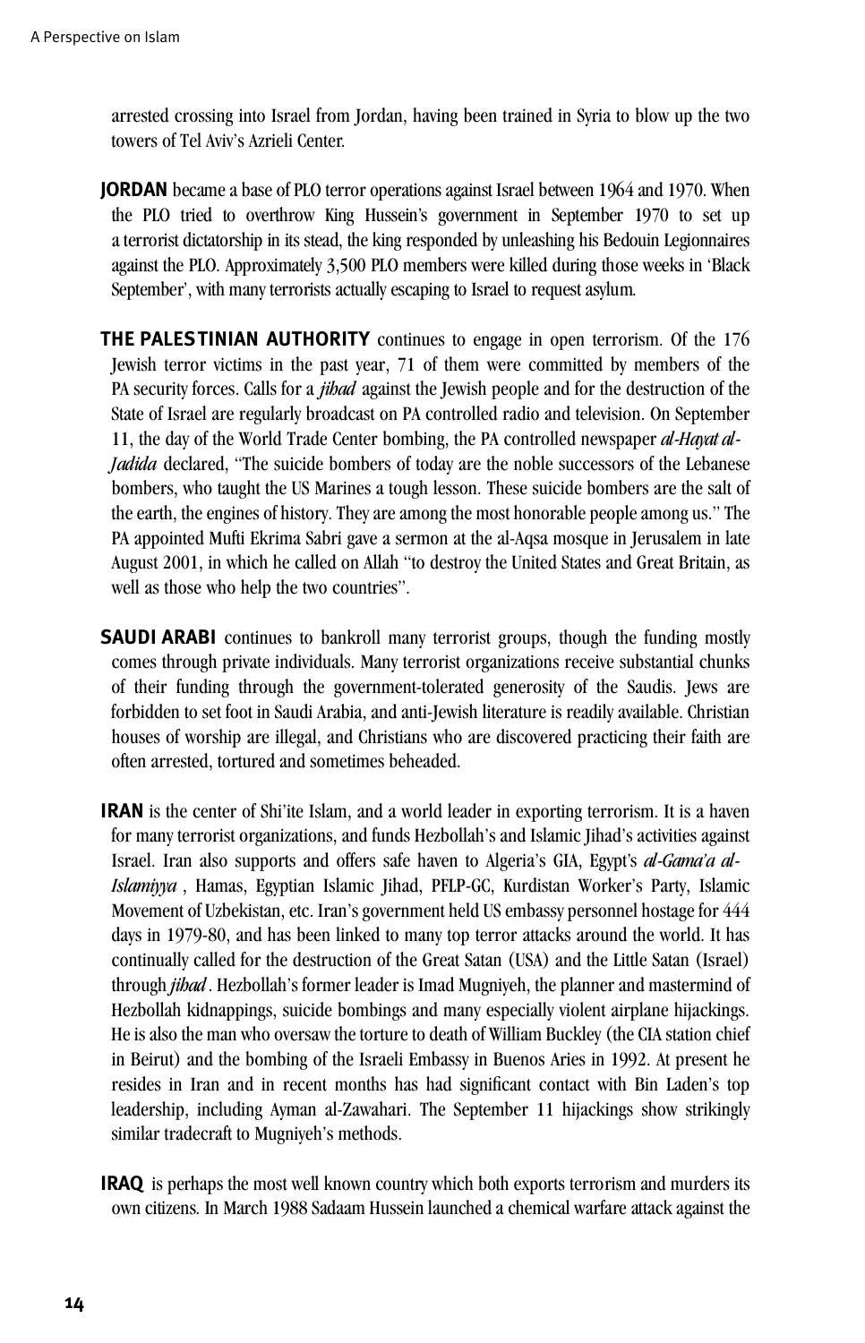arrested crossing into Israel from Jordan, having been trained in Syria to blow up the two towers of Tel Aviv's Azrieli Center.

**JORDAN** became a base of PLO terror operations against Israel between 1964 and 1970. When the PLO tried to overthrow King Hussein's government in September 1970 to set up a terrorist dictatorship in its stead, the king responded by unleashing his Bedouin Legionnaires against the PLO. Approximately 3,500 PLO members were killed during those weeks in 'Black September', with many terrorists actually escaping to Israel to request asylum.

**THE PALESTINIAN AUTHORITY** continues to engage in open terrorism. Of the 176 Jewish terror victims in the past year, 71 of them were committed by members of the PA security forces. Calls for a *jihad* against the Jewish people and for the destruction of the State of Israel are regularly broadcast on PA controlled radio and television. On September 11, the day of the World Trade Center bombing, the PA controlled newspaper *al-Hayat al-Jadida* declared, "The suicide bombers of today are the noble successors of the Lebanese bombers, who taught the US Marines a tough lesson. These suicide bombers are the salt of the earth, the engines of history. They are among the most honorable people among us." The PA appointed Mufti Ekrima Sabri gave a sermon at the al-Aqsa mosque in Jerusalem in late August 2001, in which he called on Allah "to destroy the United States and Great Britain, as well as those who help the two countries".

**SAUDI ARABI** continues to bankroll many terrorist groups, though the funding mostly comes through private individuals. Many terrorist organizations receive substantial chunks of their funding through the government-tolerated generosity of the Saudis. Jews are forbidden to set foot in Saudi Arabia, and anti-Jewish literature is readily available. Christian houses of worship are illegal, and Christians who are discovered practicing their faith are often arrested, tortured and sometimes beheaded.

**IRAN** is the center of Shi'ite Islam, and a world leader in exporting terrorism. It is a haven for many terrorist organizations, and funds Hezbollah's and Islamic Jihad's activities against Israel. Iran also supports and offers safe haven to Algeria's GIA, Egypt's *al-Gama'a al-Islamiyya* , Hamas, Egyptian Islamic Jihad, PFLP-GC, Kurdistan Worker's Party, Islamic Movement of Uzbekistan, etc. Iran's government held US embassy personnel hostage for 444 days in 1979-80, and has been linked to many top terror attacks around the world. It has continually called for the destruction of the Great Satan (USA) and the Little Satan (Israel) through *jihad* . Hezbollah's former leader is Imad Mugniyeh, the planner and mastermind of Hezbollah kidnappings, suicide bombings and many especially violent airplane hijackings. He is also the man who oversaw the torture to death of William Buckley (the CIA station chief in Beirut) and the bombing of the Israeli Embassy in Buenos Aries in 1992. At present he resides in Iran and in recent months has had significant contact with Bin Laden's top leadership, including Ayman al-Zawahari. The September 11 hijackings show strikingly similar tradecraft to Mugniyeh's methods.

**IRAQ** is perhaps the most well known country which both exports terrorism and murders its own citizens. In March 1988 Sadaam Hussein launched a chemical warfare attack against the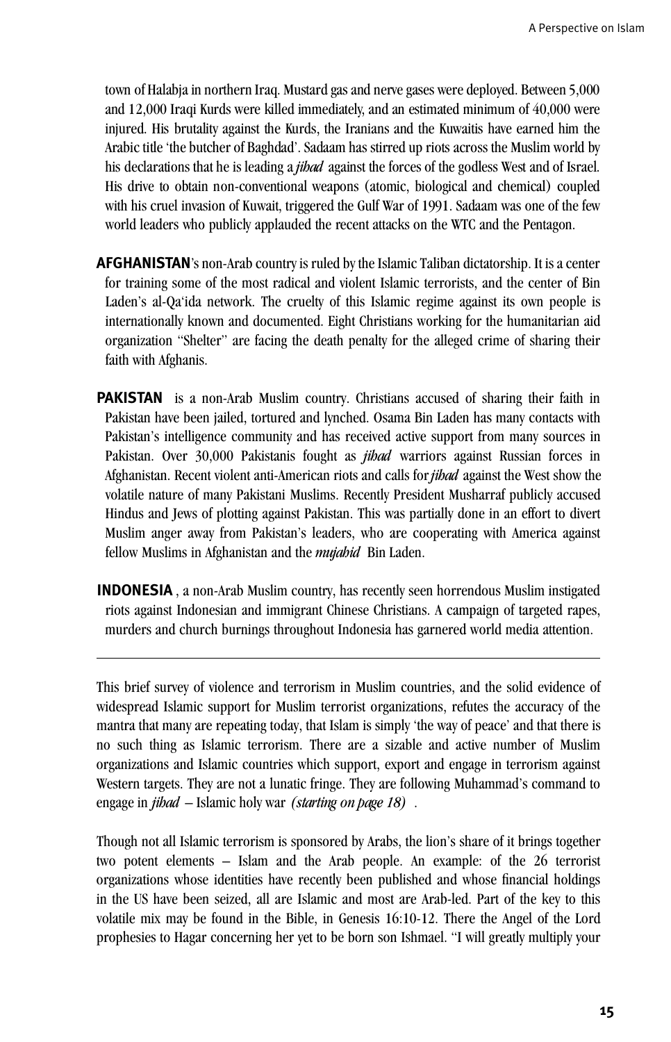town of Halabja in northern Iraq. Mustard gas and nerve gases were deployed. Between 5,000 and 12,000 Iraqi Kurds were killed immediately, and an estimated minimum of 40,000 were injured. His brutality against the Kurds, the Iranians and the Kuwaitis have earned him the Arabic title 'the butcher of Baghdad'. Sadaam has stirred up riots across the Muslim world by his declarations that he is leading a *jihad* against the forces of the godless West and of Israel. His drive to obtain non-conventional weapons (atomic, biological and chemical) coupled with his cruel invasion of Kuwait, triggered the Gulf War of 1991. Sadaam was one of the few world leaders who publicly applauded the recent attacks on the WTC and the Pentagon.

**AFGHANISTAN**'s non-Arab country is ruled by the Islamic Taliban dictatorship. It is a center for training some of the most radical and violent Islamic terrorists, and the center of Bin Laden's al-Qa'ida network. The cruelty of this Islamic regime against its own people is internationally known and documented. Eight Christians working for the humanitarian aid organization "Shelter" are facing the death penalty for the alleged crime of sharing their faith with Afghanis.

**PAKISTAN** is a non-Arab Muslim country. Christians accused of sharing their faith in Pakistan have been jailed, tortured and lynched. Osama Bin Laden has many contacts with Pakistan's intelligence community and has received active support from many sources in Pakistan. Over 30,000 Pakistanis fought as *jihad* warriors against Russian forces in Afghanistan. Recent violent anti-American riots and calls for *jihad* against the West show the volatile nature of many Pakistani Muslims. Recently President Musharraf publicly accused Hindus and Jews of plotting against Pakistan. This was partially done in an effort to divert Muslim anger away from Pakistan's leaders, who are cooperating with America against fellow Muslims in Afghanistan and the *mujahid* Bin Laden.

**INDONESIA**, a non-Arab Muslim country, has recently seen horrendous Muslim instigated riots against Indonesian and immigrant Chinese Christians. A campaign of targeted rapes, murders and church burnings throughout Indonesia has garnered world media attention.

---

This brief survey of violence and terrorism in Muslim countries, and the solid evidence of widespread Islamic support for Muslim terrorist organizations, refutes the accuracy of the mantra that many are repeating today, that Islam is simply 'the way of peace' and that there is no such thing as Islamic terrorism. There are a sizable and active number of Muslim organizations and Islamic countries which support, export and engage in terrorism against Western targets. They are not a lunatic fringe. They are following Muhammad's command to engage in *jihad* – Islamic holy war *(starting on page 18)*.

Though not all Islamic terrorism is sponsored by Arabs, the lion's share of it brings together two potent elements – Islam and the Arab people. An example: of the 26 terrorist organizations whose identities have recently been published and whose financial holdings in the US have been seized, all are Islamic and most are Arab-led. Part of the key to this volatile mix may be found in the Bible, in Genesis 16:10-12. There the Angel of the Lord prophesies to Hagar concerning her yet to be born son Ishmael. "I will greatly multiply your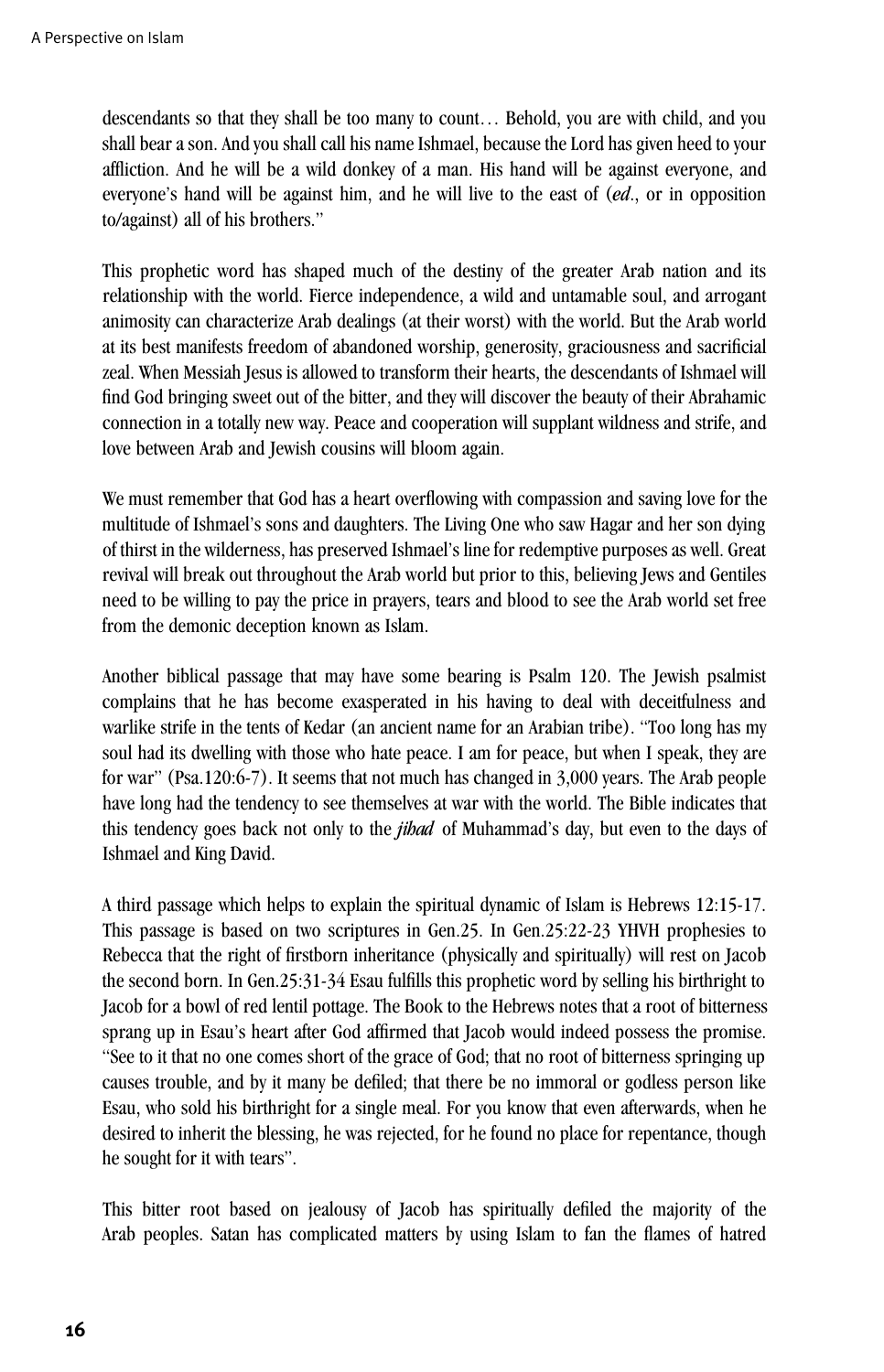descendants so that they shall be too many to count… Behold, you are with child, and you shall bear a son. And you shall call his name Ishmael, because the Lord has given heed to your affliction. And he will be a wild donkey of a man. His hand will be against everyone, and everyone's hand will be against him, and he will live to the east of (*ed*., or in opposition to/against) all of his brothers."

This prophetic word has shaped much of the destiny of the greater Arab nation and its relationship with the world. Fierce independence, a wild and untamable soul, and arrogant animosity can characterize Arab dealings (at their worst) with the world. But the Arab world at its best manifests freedom of abandoned worship, generosity, graciousness and sacrificial zeal. When Messiah Jesus is allowed to transform their hearts, the descendants of Ishmael will find God bringing sweet out of the bitter, and they will discover the beauty of their Abrahamic connection in a totally new way. Peace and cooperation will supplant wildness and strife, and love between Arab and Jewish cousins will bloom again.

We must remember that God has a heart overflowing with compassion and saving love for the multitude of Ishmael's sons and daughters. The Living One who saw Hagar and her son dying of thirst in the wilderness, has preserved Ishmael's line for redemptive purposes as well. Great revival will break out throughout the Arab world but prior to this, believing Jews and Gentiles need to be willing to pay the price in prayers, tears and blood to see the Arab world set free from the demonic deception known as Islam.

Another biblical passage that may have some bearing is Psalm 120. The Jewish psalmist complains that he has become exasperated in his having to deal with deceitfulness and warlike strife in the tents of Kedar (an ancient name for an Arabian tribe). "Too long has my soul had its dwelling with those who hate peace. I am for peace, but when I speak, they are for war" (Psa.120:6-7). It seems that not much has changed in 3,000 years. The Arab people have long had the tendency to see themselves at war with the world. The Bible indicates that this tendency goes back not only to the ***jihad*** of Muhammad's day, but even to the days of Ishmael and King David.

A third passage which helps to explain the spiritual dynamic of Islam is Hebrews 12:15-17. This passage is based on two scriptures in Gen.25. In Gen.25:22-23 YHVH prophesies to Rebecca that the right of firstborn inheritance (physically and spiritually) will rest on Jacob the second born. In Gen.25:31-34 Esau fulfills this prophetic word by selling his birthright to Jacob for a bowl of red lentil pottage. The Book to the Hebrews notes that a root of bitterness sprang up in Esau's heart after God affirmed that Jacob would indeed possess the promise. "See to it that no one comes short of the grace of God; that no root of bitterness springing up causes trouble, and by it many be defiled; that there be no immoral or godless person like Esau, who sold his birthright for a single meal. For you know that even afterwards, when he desired to inherit the blessing, he was rejected, for he found no place for repentance, though he sought for it with tears".

This bitter root based on jealousy of Jacob has spiritually defiled the majority of the Arab peoples. Satan has complicated matters by using Islam to fan the flames of hatred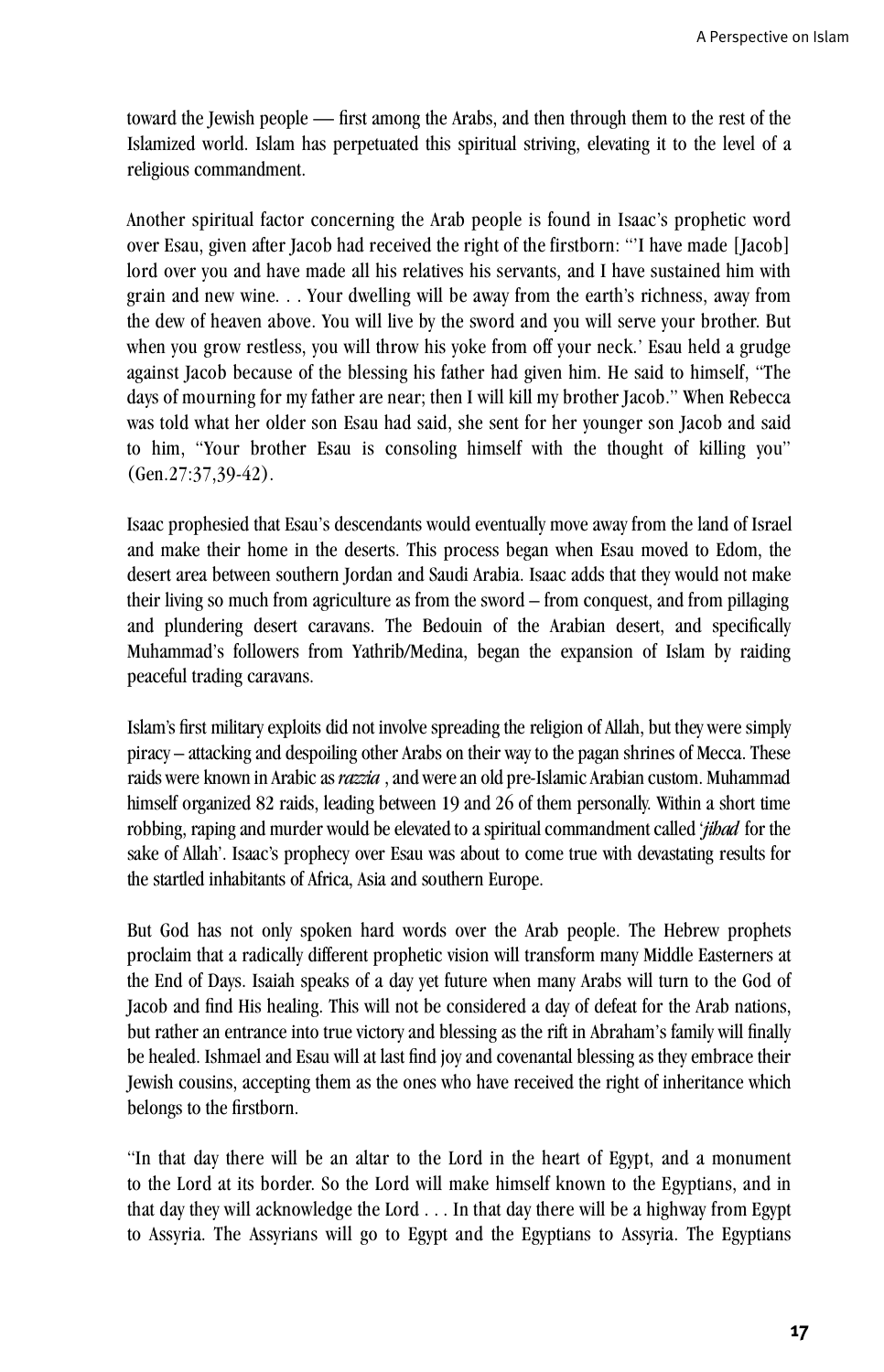toward the Jewish people — first among the Arabs, and then through them to the rest of the Islamized world. Islam has perpetuated this spiritual striving, elevating it to the level of a religious commandment.

Another spiritual factor concerning the Arab people is found in Isaac's prophetic word over Esau, given after Jacob had received the right of the firstborn: "'I have made [Jacob] lord over you and have made all his relatives his servants, and I have sustained him with grain and new wine. . . Your dwelling will be away from the earth's richness, away from the dew of heaven above. You will live by the sword and you will serve your brother. But when you grow restless, you will throw his yoke from off your neck.' Esau held a grudge against Jacob because of the blessing his father had given him. He said to himself, "The days of mourning for my father are near; then I will kill my brother Jacob." When Rebecca was told what her older son Esau had said, she sent for her younger son Jacob and said to him, "Your brother Esau is consoling himself with the thought of killing you" (Gen.27:37,39-42).

Isaac prophesied that Esau's descendants would eventually move away from the land of Israel and make their home in the deserts. This process began when Esau moved to Edom, the desert area between southern Jordan and Saudi Arabia. Isaac adds that they would not make their living so much from agriculture as from the sword – from conquest, and from pillaging and plundering desert caravans. The Bedouin of the Arabian desert, and specifically Muhammad's followers from Yathrib/Medina, began the expansion of Islam by raiding peaceful trading caravans.

Islam's first military exploits did not involve spreading the religion of Allah, but they were simply piracy – attacking and despoiling other Arabs on their way to the pagan shrines of Mecca. These raids were known in Arabic as *razzia* , and were an old pre-Islamic Arabian custom. Muhammad himself organized 82 raids, leading between 19 and 26 of them personally. Within a short time robbing, raping and murder would be elevated to a spiritual commandment called '*jihad* for the sake of Allah'. Isaac's prophecy over Esau was about to come true with devastating results for the startled inhabitants of Africa, Asia and southern Europe.

But God has not only spoken hard words over the Arab people. The Hebrew prophets proclaim that a radically different prophetic vision will transform many Middle Easterners at the End of Days. Isaiah speaks of a day yet future when many Arabs will turn to the God of Jacob and find His healing. This will not be considered a day of defeat for the Arab nations, but rather an entrance into true victory and blessing as the rift in Abraham's family will finally be healed. Ishmael and Esau will at last find joy and covenantal blessing as they embrace their Jewish cousins, accepting them as the ones who have received the right of inheritance which belongs to the firstborn.

"In that day there will be an altar to the Lord in the heart of Egypt, and a monument to the Lord at its border. So the Lord will make himself known to the Egyptians, and in that day they will acknowledge the Lord . . . In that day there will be a highway from Egypt to Assyria. The Assyrians will go to Egypt and the Egyptians to Assyria. The Egyptians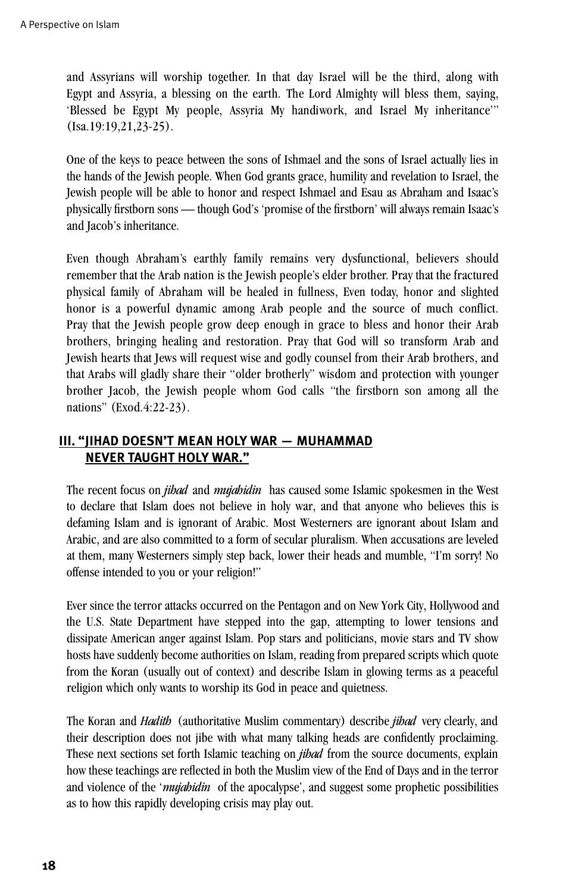and Assyrians will worship together. In that day Israel will be the third, along with Egypt and Assyria, a blessing on the earth. The Lord Almighty will bless them, saying, 'Blessed be Egypt My people, Assyria My handiwork, and Israel My inheritance'" (Isa.19:19,21,23-25).

One of the keys to peace between the sons of Ishmael and the sons of Israel actually lies in the hands of the Jewish people. When God grants grace, humility and revelation to Israel, the Jewish people will be able to honor and respect Ishmael and Esau as Abraham and Isaac's physically firstborn sons — though God's 'promise of the firstborn' will always remain Isaac's and Jacob's inheritance.

Even though Abraham's earthly family remains very dysfunctional, believers should remember that the Arab nation is the Jewish people's elder brother. Pray that the fractured physical family of Abraham will be healed in fullness, Even today, honor and slighted honor is a powerful dynamic among Arab people and the source of much conflict. Pray that the Jewish people grow deep enough in grace to bless and honor their Arab brothers, bringing healing and restoration. Pray that God will so transform Arab and Jewish hearts that Jews will request wise and godly counsel from their Arab brothers, and that Arabs will gladly share their "older brotherly" wisdom and protection with younger brother Jacob, the Jewish people whom God calls "the firstborn son among all the nations" (Exod.4:22-23).

## III. "JIHAD DOESN'T MEAN HOLY WAR — MUHAMMAD NEVER TAUGHT HOLY WAR."

The recent focus on *jihad* and *mujahidin* has caused some Islamic spokesmen in the West to declare that Islam does not believe in holy war, and that anyone who believes this is defaming Islam and is ignorant of Arabic. Most Westerners are ignorant about Islam and Arabic, and are also committed to a form of secular pluralism. When accusations are leveled at them, many Westerners simply step back, lower their heads and mumble, "I'm sorry! No offense intended to you or your religion!"

Ever since the terror attacks occurred on the Pentagon and on New York City, Hollywood and the U.S. State Department have stepped into the gap, attempting to lower tensions and dissipate American anger against Islam. Pop stars and politicians, movie stars and TV show hosts have suddenly become authorities on Islam, reading from prepared scripts which quote from the Koran (usually out of context) and describe Islam in glowing terms as a peaceful religion which only wants to worship its God in peace and quietness.

The Koran and *Hadith* (authoritative Muslim commentary) describe *jihad* very clearly, and their description does not jibe with what many talking heads are confidently proclaiming. These next sections set forth Islamic teaching on *jihad* from the source documents, explain how these teachings are reflected in both the Muslim view of the End of Days and in the terror and violence of the '*mujahidin* of the apocalypse', and suggest some prophetic possibilities as to how this rapidly developing crisis may play out.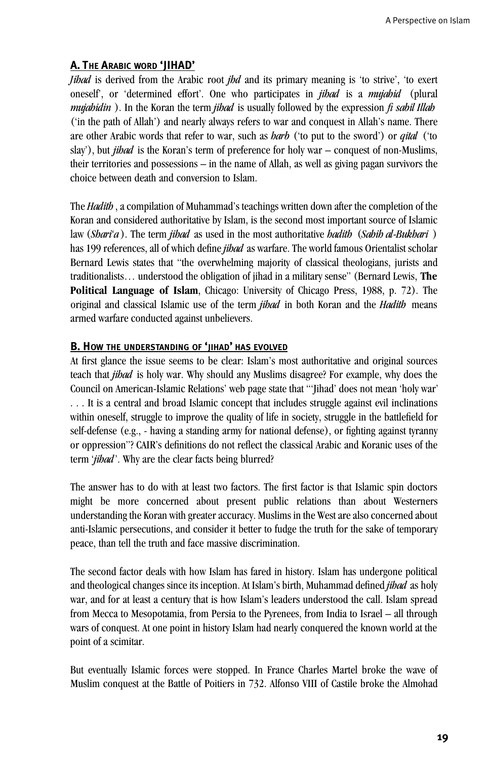## A. The Arabic word 'JIHAD'

*Jihad* is derived from the Arabic root *jhd* and its primary meaning is 'to strive', 'to exert oneself', or 'determined effort'. One who participates in *jihad* is a *mujahid* (plural *mujahidin* ). In the Koran the term *jihad* is usually followed by the expression *fi sabil Illah* ('in the path of Allah') and nearly always refers to war and conquest in Allah's name. There are other Arabic words that refer to war, such as *harb* ('to put to the sword') or *qital* ('to slay'), but *jihad* is the Koran's term of preference for holy war – conquest of non-Muslims, their territories and possessions – in the name of Allah, as well as giving pagan survivors the choice between death and conversion to Islam.

The *Hadith* , a compilation of Muhammad's teachings written down after the completion of the Koran and considered authoritative by Islam, is the second most important source of Islamic law (*Shari'a* ). The term *jihad* as used in the most authoritative *hadith* (*Sahih al-Bukhari* ) has 199 references, all of which define *jihad* as warfare. The world famous Orientalist scholar Bernard Lewis states that "the overwhelming majority of classical theologians, jurists and traditionalists… understood the obligation of jihad in a military sense" (Bernard Lewis, **The Political Language of Islam**, Chicago: University of Chicago Press, 1988, p. 72). The original and classical Islamic use of the term *jihad* in both Koran and the *Hadith* means armed warfare conducted against unbelievers.

## B. How the understanding of 'jihad' has evolved

At first glance the issue seems to be clear: Islam's most authoritative and original sources teach that *jihad* is holy war. Why should any Muslims disagree? For example, why does the Council on American-Islamic Relations' web page state that "'Jihad' does not mean 'holy war' . . . It is a central and broad Islamic concept that includes struggle against evil inclinations within oneself, struggle to improve the quality of life in society, struggle in the battlefield for self-defense (e.g., - having a standing army for national defense), or fighting against tyranny or oppression"? CAIR's definitions do not reflect the classical Arabic and Koranic uses of the term '*jihad*'. Why are the clear facts being blurred?

The answer has to do with at least two factors. The first factor is that Islamic spin doctors might be more concerned about present public relations than about Westerners understanding the Koran with greater accuracy. Muslims in the West are also concerned about anti-Islamic persecutions, and consider it better to fudge the truth for the sake of temporary peace, than tell the truth and face massive discrimination.

The second factor deals with how Islam has fared in history. Islam has undergone political and theological changes since its inception. At Islam's birth, Muhammad defined *jihad* as holy war, and for at least a century that is how Islam's leaders understood the call. Islam spread from Mecca to Mesopotamia, from Persia to the Pyrenees, from India to Israel – all through wars of conquest. At one point in history Islam had nearly conquered the known world at the point of a scimitar.

But eventually Islamic forces were stopped. In France Charles Martel broke the wave of Muslim conquest at the Battle of Poitiers in 732. Alfonso VIII of Castile broke the Almohad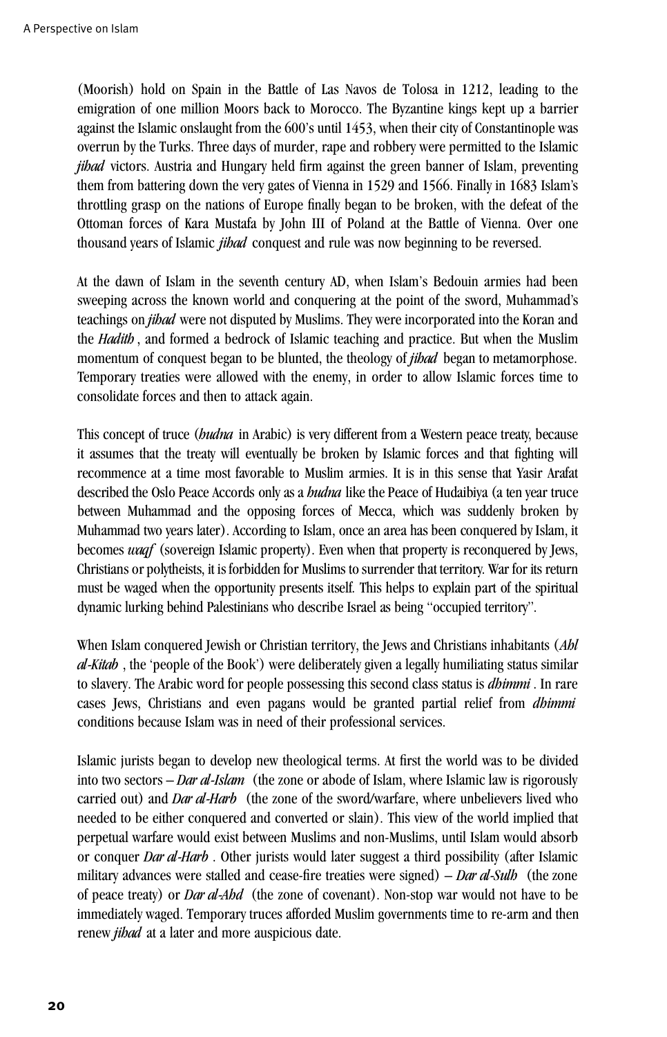(Moorish) hold on Spain in the Battle of Las Navos de Tolosa in 1212, leading to the emigration of one million Moors back to Morocco. The Byzantine kings kept up a barrier against the Islamic onslaught from the 600's until 1453, when their city of Constantinople was overrun by the Turks. Three days of murder, rape and robbery were permitted to the Islamic *jihad* victors. Austria and Hungary held firm against the green banner of Islam, preventing them from battering down the very gates of Vienna in 1529 and 1566. Finally in 1683 Islam's throttling grasp on the nations of Europe finally began to be broken, with the defeat of the Ottoman forces of Kara Mustafa by John III of Poland at the Battle of Vienna. Over one thousand years of Islamic *jihad* conquest and rule was now beginning to be reversed.

At the dawn of Islam in the seventh century AD, when Islam's Bedouin armies had been sweeping across the known world and conquering at the point of the sword, Muhammad's teachings on *jihad* were not disputed by Muslims. They were incorporated into the Koran and the *Hadith*, and formed a bedrock of Islamic teaching and practice. But when the Muslim momentum of conquest began to be blunted, the theology of *jihad* began to metamorphose. Temporary treaties were allowed with the enemy, in order to allow Islamic forces time to consolidate forces and then to attack again.

This concept of truce (*hudna* in Arabic) is very different from a Western peace treaty, because it assumes that the treaty will eventually be broken by Islamic forces and that fighting will recommence at a time most favorable to Muslim armies. It is in this sense that Yasir Arafat described the Oslo Peace Accords only as a *hudna* like the Peace of Hudaibiya (a ten year truce between Muhammad and the opposing forces of Mecca, which was suddenly broken by Muhammad two years later). According to Islam, once an area has been conquered by Islam, it becomes *waqf* (sovereign Islamic property). Even when that property is reconquered by Jews, Christians or polytheists, it is forbidden for Muslims to surrender that territory. War for its return must be waged when the opportunity presents itself. This helps to explain part of the spiritual dynamic lurking behind Palestinians who describe Israel as being "occupied territory".

When Islam conquered Jewish or Christian territory, the Jews and Christians inhabitants (*Ahl al-Kitab*, the 'people of the Book') were deliberately given a legally humiliating status similar to slavery. The Arabic word for people possessing this second class status is *dhimmi*. In rare cases Jews, Christians and even pagans would be granted partial relief from *dhimmi* conditions because Islam was in need of their professional services.

Islamic jurists began to develop new theological terms. At first the world was to be divided into two sectors – ***Dar al-Islam*** (the zone or abode of Islam, where Islamic law is rigorously carried out) and ***Dar al-Harb*** (the zone of the sword/warfare, where unbelievers lived who needed to be either conquered and converted or slain). This view of the world implied that perpetual warfare would exist between Muslims and non-Muslims, until Islam would absorb or conquer *Dar al-Harb*. Other jurists would later suggest a third possibility (after Islamic military advances were stalled and cease-fire treaties were signed) – ***Dar al-Sulh*** (the zone of peace treaty) or ***Dar al-Ahd*** (the zone of covenant). Non-stop war would not have to be immediately waged. Temporary truces afforded Muslim governments time to re-arm and then renew *jihad* at a later and more auspicious date.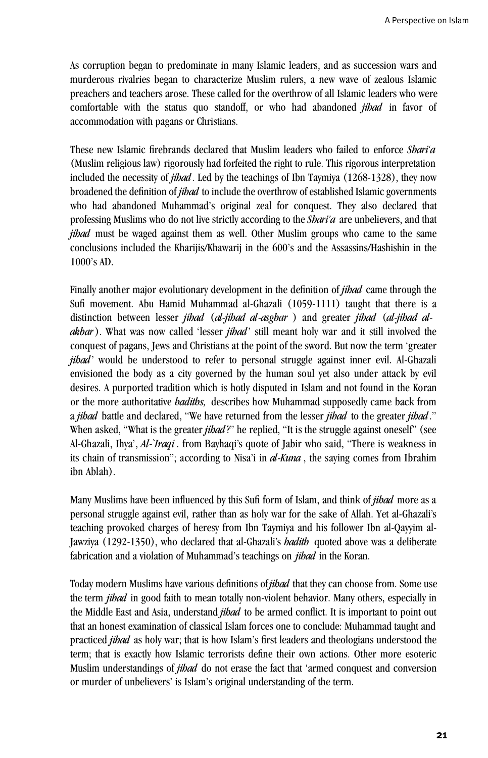As corruption began to predominate in many Islamic leaders, and as succession wars and murderous rivalries began to characterize Muslim rulers, a new wave of zealous Islamic preachers and teachers arose. These called for the overthrow of all Islamic leaders who were comfortable with the status quo standoff, or who had abandoned *jihad* in favor of accommodation with pagans or Christians.

These new Islamic firebrands declared that Muslim leaders who failed to enforce *Shari'a* (Muslim religious law) rigorously had forfeited the right to rule. This rigorous interpretation included the necessity of *jihad*. Led by the teachings of Ibn Taymiya (1268-1328), they now broadened the definition of *jihad* to include the overthrow of established Islamic governments who had abandoned Muhammad's original zeal for conquest. They also declared that professing Muslims who do not live strictly according to the *Shari'a* are unbelievers, and that *jihad* must be waged against them as well. Other Muslim groups who came to the same conclusions included the Kharijis/Khawarij in the 600's and the Assassins/Hashishin in the 1000's AD.

Finally another major evolutionary development in the definition of *jihad* came through the Sufi movement. Abu Hamid Muhammad al-Ghazali (1059-1111) taught that there is a distinction between lesser *jihad* (*al-jihad al-asghar*) and greater *jihad* (*al-jihad al-akbar*). What was now called 'lesser *jihad*' still meant holy war and it still involved the conquest of pagans, Jews and Christians at the point of the sword. But now the term 'greater *jihad*' would be understood to refer to personal struggle against inner evil. Al-Ghazali envisioned the body as a city governed by the human soul yet also under attack by evil desires. A purported tradition which is hotly disputed in Islam and not found in the Koran or the more authoritative *hadiths,* describes how Muhammad supposedly came back from a *jihad* battle and declared, "We have returned from the lesser *jihad* to the greater *jihad*." When asked, "What is the greater *jihad*?" he replied, "It is the struggle against oneself" (see Al-Ghazali, Ihya', *Al-`Iraqi*. from Bayhaqi's quote of Jabir who said, "There is weakness in its chain of transmission"; according to Nisa'i in *al-Kuna*, the saying comes from Ibrahim ibn Ablah).

Many Muslims have been influenced by this Sufi form of Islam, and think of *jihad* more as a personal struggle against evil, rather than as holy war for the sake of Allah. Yet al-Ghazali's teaching provoked charges of heresy from Ibn Taymiya and his follower Ibn al-Qayyim al-Jawziya (1292-1350), who declared that al-Ghazali's *hadith* quoted above was a deliberate fabrication and a violation of Muhammad's teachings on *jihad* in the Koran.

Today modern Muslims have various definitions of *jihad* that they can choose from. Some use the term *jihad* in good faith to mean totally non-violent behavior. Many others, especially in the Middle East and Asia, understand *jihad* to be armed conflict. It is important to point out that an honest examination of classical Islam forces one to conclude: Muhammad taught and practiced *jihad* as holy war; that is how Islam's first leaders and theologians understood the term; that is exactly how Islamic terrorists define their own actions. Other more esoteric Muslim understandings of *jihad* do not erase the fact that 'armed conquest and conversion or murder of unbelievers' is Islam's original understanding of the term.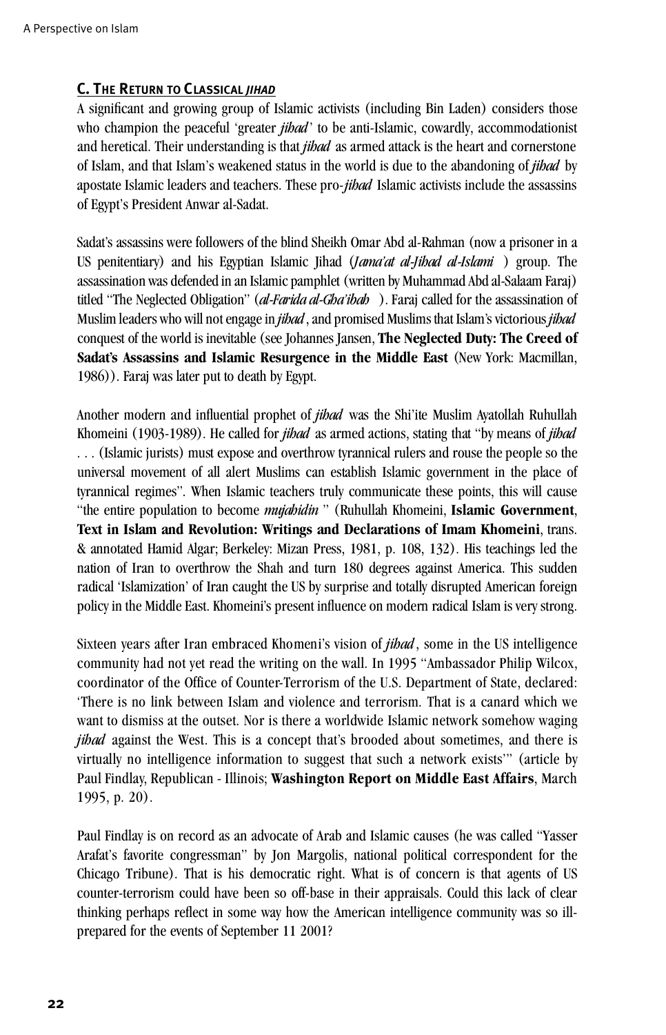### C. The Return to Classical *jihad*

A significant and growing group of Islamic activists (including Bin Laden) considers those who champion the peaceful 'greater *jihad*' to be anti-Islamic, cowardly, accommodationist and heretical. Their understanding is that *jihad* as armed attack is the heart and cornerstone of Islam, and that Islam's weakened status in the world is due to the abandoning of *jihad* by apostate Islamic leaders and teachers. These pro-*jihad* Islamic activists include the assassins of Egypt's President Anwar al-Sadat.

Sadat's assassins were followers of the blind Sheikh Omar Abd al-Rahman (now a prisoner in a US penitentiary) and his Egyptian Islamic Jihad (*Jama'at al-Jihad al-Islami* ) group. The assassination was defended in an Islamic pamphlet (written by Muhammad Abd al-Salaam Faraj) titled "The Neglected Obligation" (*al-Farida al-Gha'ibah* ). Faraj called for the assassination of Muslim leaders who will not engage in *jihad*, and promised Muslims that Islam's victorious *jihad* conquest of the world is inevitable (see Johannes Jansen, **The Neglected Duty: The Creed of Sadat's Assassins and Islamic Resurgence in the Middle East** (New York: Macmillan, 1986)). Faraj was later put to death by Egypt.

Another modern and influential prophet of *jihad* was the Shi'ite Muslim Ayatollah Ruhullah Khomeini (1903-1989). He called for *jihad* as armed actions, stating that "by means of *jihad* . . . (Islamic jurists) must expose and overthrow tyrannical rulers and rouse the people so the universal movement of all alert Muslims can establish Islamic government in the place of tyrannical regimes". When Islamic teachers truly communicate these points, this will cause "the entire population to become *mujahidin* " (Ruhullah Khomeini, **Islamic Government**, **Text in Islam and Revolution: Writings and Declarations of Imam Khomeini**, trans. & annotated Hamid Algar; Berkeley: Mizan Press, 1981, p. 108, 132). His teachings led the nation of Iran to overthrow the Shah and turn 180 degrees against America. This sudden radical 'Islamization' of Iran caught the US by surprise and totally disrupted American foreign policy in the Middle East. Khomeini's present influence on modern radical Islam is very strong.

Sixteen years after Iran embraced Khomeni's vision of *jihad*, some in the US intelligence community had not yet read the writing on the wall. In 1995 "Ambassador Philip Wilcox, coordinator of the Office of Counter-Terrorism of the U.S. Department of State, declared: 'There is no link between Islam and violence and terrorism. That is a canard which we want to dismiss at the outset. Nor is there a worldwide Islamic network somehow waging *jihad* against the West. This is a concept that's brooded about sometimes, and there is virtually no intelligence information to suggest that such a network exists'" (article by Paul Findlay, Republican - Illinois; **Washington Report on Middle East Affairs**, March 1995, p. 20).

Paul Findlay is on record as an advocate of Arab and Islamic causes (he was called "Yasser Arafat's favorite congressman" by Jon Margolis, national political correspondent for the Chicago Tribune). That is his democratic right. What is of concern is that agents of US counter-terrorism could have been so off-base in their appraisals. Could this lack of clear thinking perhaps reflect in some way how the American intelligence community was so ill-prepared for the events of September 11 2001?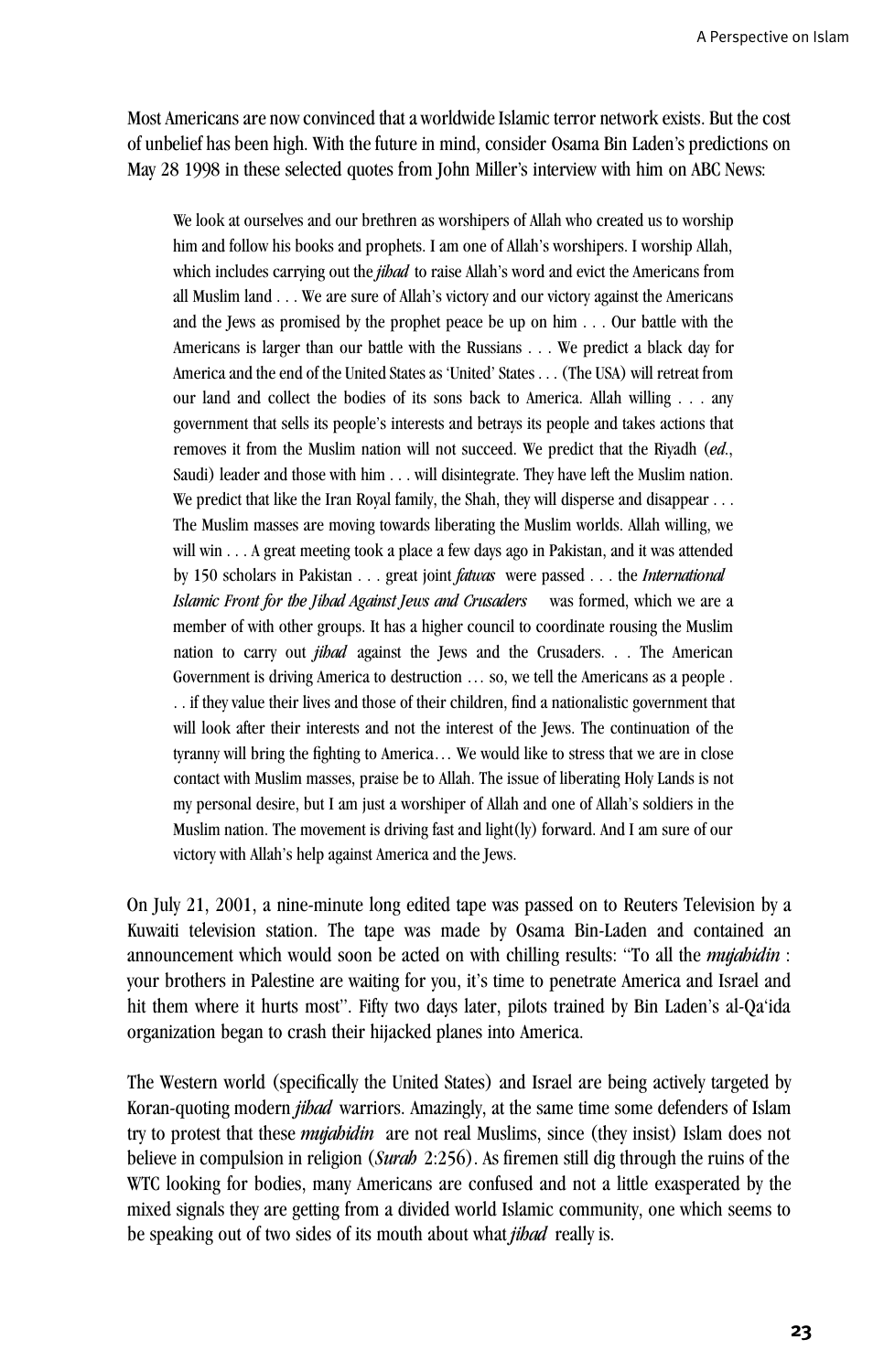Most Americans are now convinced that a worldwide Islamic terror network exists. But the cost of unbelief has been high. With the future in mind, consider Osama Bin Laden's predictions on May 28 1998 in these selected quotes from John Miller's interview with him on ABC News:

> We look at ourselves and our brethren as worshipers of Allah who created us to worship him and follow his books and prophets. I am one of Allah's worshipers. I worship Allah, which includes carrying out the *jihad* to raise Allah's word and evict the Americans from all Muslim land . . . We are sure of Allah's victory and our victory against the Americans and the Jews as promised by the prophet peace be up on him . . . Our battle with the Americans is larger than our battle with the Russians . . . We predict a black day for America and the end of the United States as 'United' States . . . (The USA) will retreat from our land and collect the bodies of its sons back to America. Allah willing . . . any government that sells its people's interests and betrays its people and takes actions that removes it from the Muslim nation will not succeed. We predict that the Riyadh (*ed*., Saudi) leader and those with him . . . will disintegrate. They have left the Muslim nation. We predict that like the Iran Royal family, the Shah, they will disperse and disappear . . . The Muslim masses are moving towards liberating the Muslim worlds. Allah willing, we will win . . . A great meeting took a place a few days ago in Pakistan, and it was attended by 150 scholars in Pakistan . . . great joint *fatwas* were passed . . . the *International Islamic Front for the Jihad Against Jews and Crusaders* was formed, which we are a member of with other groups. It has a higher council to coordinate rousing the Muslim nation to carry out *jihad* against the Jews and the Crusaders. . . The American Government is driving America to destruction … so, we tell the Americans as a people . . . if they value their lives and those of their children, find a nationalistic government that will look after their interests and not the interest of the Jews. The continuation of the tyranny will bring the fighting to America… We would like to stress that we are in close contact with Muslim masses, praise be to Allah. The issue of liberating Holy Lands is not my personal desire, but I am just a worshiper of Allah and one of Allah's soldiers in the Muslim nation. The movement is driving fast and light(ly) forward. And I am sure of our victory with Allah's help against America and the Jews.

On July 21, 2001, a nine-minute long edited tape was passed on to Reuters Television by a Kuwaiti television station. The tape was made by Osama Bin-Laden and contained an announcement which would soon be acted on with chilling results: "To all the *mujahidin* : your brothers in Palestine are waiting for you, it's time to penetrate America and Israel and hit them where it hurts most". Fifty two days later, pilots trained by Bin Laden's al-Qa'ida organization began to crash their hijacked planes into America.

The Western world (specifically the United States) and Israel are being actively targeted by Koran-quoting modern *jihad* warriors. Amazingly, at the same time some defenders of Islam try to protest that these *mujahidin* are not real Muslims, since (they insist) Islam does not believe in compulsion in religion (*Surah* 2:256). As firemen still dig through the ruins of the WTC looking for bodies, many Americans are confused and not a little exasperated by the mixed signals they are getting from a divided world Islamic community, one which seems to be speaking out of two sides of its mouth about what *jihad* really is.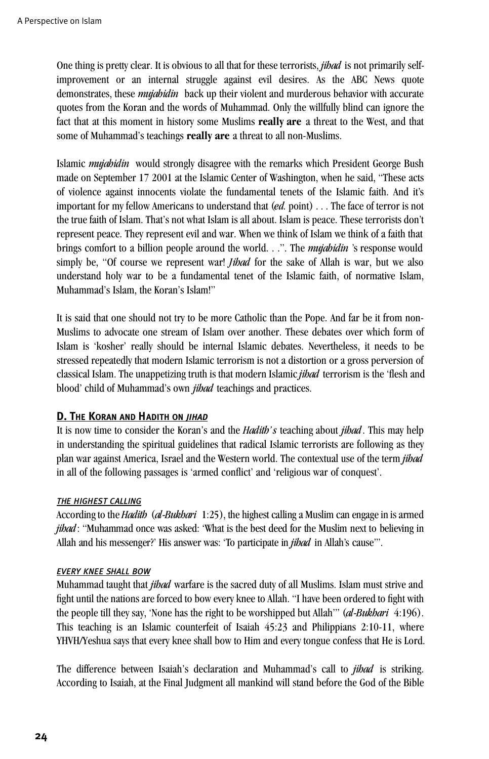One thing is pretty clear. It is obvious to all that for these terrorists, *jihad* is not primarily self-improvement or an internal struggle against evil desires. As the ABC News quote demonstrates, these *mujahidin* back up their violent and murderous behavior with accurate quotes from the Koran and the words of Muhammad. Only the willfully blind can ignore the fact that at this moment in history some Muslims **really are** a threat to the West, and that some of Muhammad's teachings **really are** a threat to all non-Muslims.

Islamic *mujahidin* would strongly disagree with the remarks which President George Bush made on September 17 2001 at the Islamic Center of Washington, when he said, "These acts of violence against innocents violate the fundamental tenets of the Islamic faith. And it's important for my fellow Americans to understand that (*ed.* point) . . . The face of terror is not the true faith of Islam. That's not what Islam is all about. Islam is peace. These terrorists don't represent peace. They represent evil and war. When we think of Islam we think of a faith that brings comfort to a billion people around the world. . .". The *mujahidin* 's response would simply be, "Of course we represent war! *Jihad* for the sake of Allah is war, but we also understand holy war to be a fundamental tenet of the Islamic faith, of normative Islam, Muhammad's Islam, the Koran's Islam!"

It is said that one should not try to be more Catholic than the Pope. And far be it from non-Muslims to advocate one stream of Islam over another. These debates over which form of Islam is 'kosher' really should be internal Islamic debates. Nevertheless, it needs to be stressed repeatedly that modern Islamic terrorism is not a distortion or a gross perversion of classical Islam. The unappetizing truth is that modern Islamic *jihad* terrorism is the 'flesh and blood' child of Muhammad's own *jihad* teachings and practices.

## D. The Koran and Hadith on *Jihad*

It is now time to consider the Koran's and the *Hadith's* teaching about *jihad*. This may help in understanding the spiritual guidelines that radical Islamic terrorists are following as they plan war against America, Israel and the Western world. The contextual use of the term *jihad* in all of the following passages is 'armed conflict' and 'religious war of conquest'.

### *The Highest Calling*

According to the *Hadith* (*al-Bukhari* 1:25), the highest calling a Muslim can engage in is armed *jihad*: "Muhammad once was asked: 'What is the best deed for the Muslim next to believing in Allah and his messenger?' His answer was: 'To participate in *jihad* in Allah's cause'".

### *Every Knee Shall Bow*

Muhammad taught that *jihad* warfare is the sacred duty of all Muslims. Islam must strive and fight until the nations are forced to bow every knee to Allah. "I have been ordered to fight with the people till they say, 'None has the right to be worshipped but Allah'" (*al-Bukhari* 4:196). This teaching is an Islamic counterfeit of Isaiah 45:23 and Philippians 2:10-11, where YHVH/Yeshua says that every knee shall bow to Him and every tongue confess that He is Lord.

The difference between Isaiah's declaration and Muhammad's call to *jihad* is striking. According to Isaiah, at the Final Judgment all mankind will stand before the God of the Bible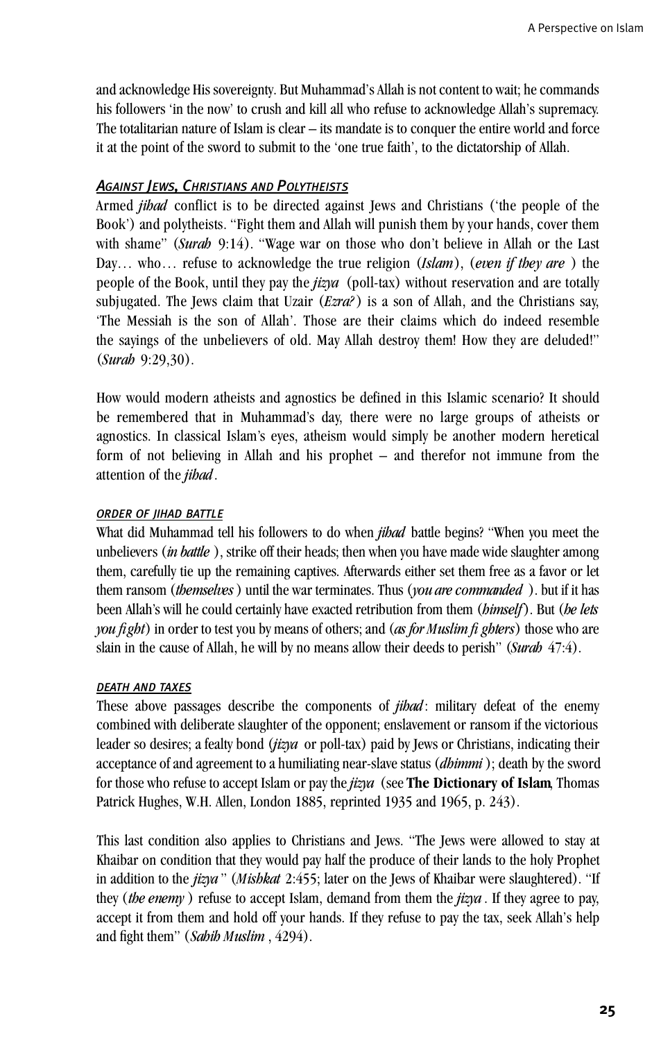and acknowledge His sovereignty. But Muhammad's Allah is not content to wait; he commands his followers 'in the now' to crush and kill all who refuse to acknowledge Allah's supremacy. The totalitarian nature of Islam is clear – its mandate is to conquer the entire world and force it at the point of the sword to submit to the 'one true faith', to the dictatorship of Allah.

### *Against Jews, Christians and Polytheists*

Armed *jihad* conflict is to be directed against Jews and Christians ('the people of the Book') and polytheists. "Fight them and Allah will punish them by your hands, cover them with shame" (*Surah* 9:14). "Wage war on those who don't believe in Allah or the Last Day… who… refuse to acknowledge the true religion (*Islam*), (*even if they are* ) the people of the Book, until they pay the *jizya* (poll-tax) without reservation and are totally subjugated. The Jews claim that Uzair (*Ezra?*) is a son of Allah, and the Christians say, 'The Messiah is the son of Allah'. Those are their claims which do indeed resemble the sayings of the unbelievers of old. May Allah destroy them! How they are deluded!" (*Surah* 9:29,30).

How would modern atheists and agnostics be defined in this Islamic scenario? It should be remembered that in Muhammad's day, there were no large groups of atheists or agnostics. In classical Islam's eyes, atheism would simply be another modern heretical form of not believing in Allah and his prophet – and therefor not immune from the attention of the *jihad*.

#### *Order of Jihad Battle*

What did Muhammad tell his followers to do when *jihad* battle begins? "When you meet the unbelievers (*in battle* ), strike off their heads; then when you have made wide slaughter among them, carefully tie up the remaining captives. Afterwards either set them free as a favor or let them ransom (*themselves* ) until the war terminates. Thus (*you are commanded* ). but if it has been Allah's will he could certainly have exacted retribution from them (*himself*). But (*he lets you fight*) in order to test you by means of others; and (*as for Muslim fi ghters*) those who are slain in the cause of Allah, he will by no means allow their deeds to perish" (*Surah* 47:4).

#### *Death and Taxes*

These above passages describe the components of *jihad*: military defeat of the enemy combined with deliberate slaughter of the opponent; enslavement or ransom if the victorious leader so desires; a fealty bond (*jizya* or poll-tax) paid by Jews or Christians, indicating their acceptance of and agreement to a humiliating near-slave status (*dhimmi* ); death by the sword for those who refuse to accept Islam or pay the *jizya* (see **The Dictionary of Islam**, Thomas Patrick Hughes, W.H. Allen, London 1885, reprinted 1935 and 1965, p. 243).

This last condition also applies to Christians and Jews. "The Jews were allowed to stay at Khaibar on condition that they would pay half the produce of their lands to the holy Prophet in addition to the *jizya* " (*Mishkat* 2:455; later on the Jews of Khaibar were slaughtered). "If they (*the enemy* ) refuse to accept Islam, demand from them the *jizya* . If they agree to pay, accept it from them and hold off your hands. If they refuse to pay the tax, seek Allah's help and fight them" (*Sahih Muslim* , 4294).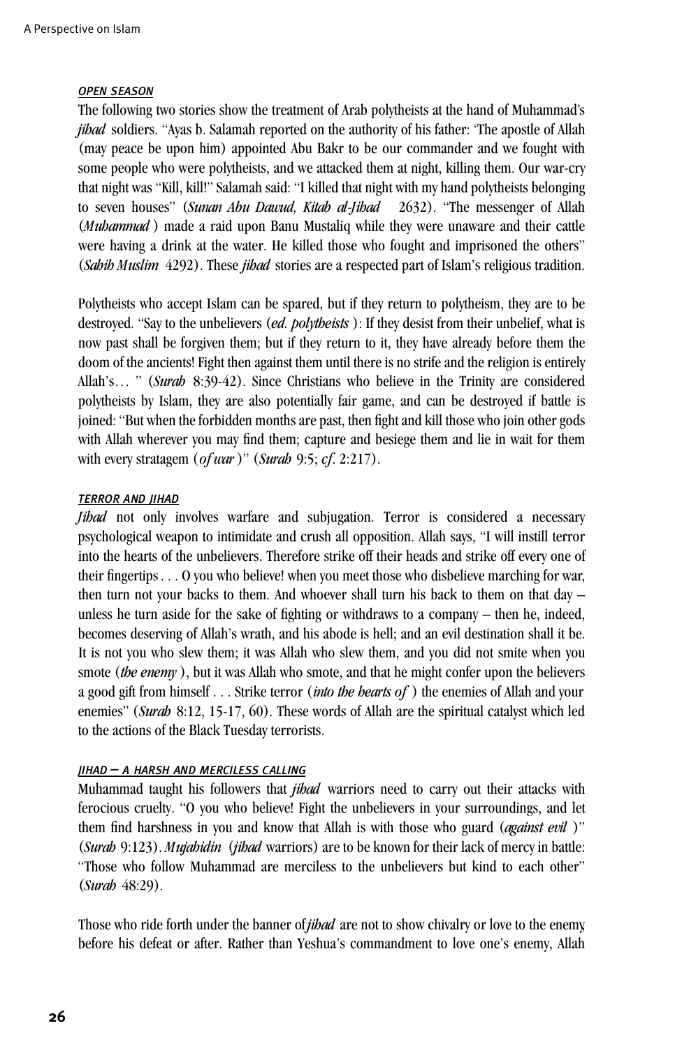#### *OPEN SEASON*

The following two stories show the treatment of Arab polytheists at the hand of Muhammad's *jihad* soldiers. "Ayas b. Salamah reported on the authority of his father: 'The apostle of Allah (may peace be upon him) appointed Abu Bakr to be our commander and we fought with some people who were polytheists, and we attacked them at night, killing them. Our war-cry that night was "Kill, kill!" Salamah said: "I killed that night with my hand polytheists belonging to seven houses" (*Sunan Abu Dawud, Kitab al-Jihad* 2632). "The messenger of Allah (*Muhammad*) made a raid upon Banu Mustaliq while they were unaware and their cattle were having a drink at the water. He killed those who fought and imprisoned the others" (*Sahih Muslim* 4292). These *jihad* stories are a respected part of Islam's religious tradition.

Polytheists who accept Islam can be spared, but if they return to polytheism, they are to be destroyed. "Say to the unbelievers (*ed. polytheists*): If they desist from their unbelief, what is now past shall be forgiven them; but if they return to it, they have already before them the doom of the ancients! Fight then against them until there is no strife and the religion is entirely Allah's… " (*Surah* 8:39-42). Since Christians who believe in the Trinity are considered polytheists by Islam, they are also potentially fair game, and can be destroyed if battle is joined: "But when the forbidden months are past, then fight and kill those who join other gods with Allah wherever you may find them; capture and besiege them and lie in wait for them with every stratagem (*of war*)" (*Surah* 9:5; *cf.* 2:217).

#### *TERROR AND JIHAD*

*Jihad* not only involves warfare and subjugation. Terror is considered a necessary psychological weapon to intimidate and crush all opposition. Allah says, "I will instill terror into the hearts of the unbelievers. Therefore strike off their heads and strike off every one of their fingertips . . . O you who believe! when you meet those who disbelieve marching for war, then turn not your backs to them. And whoever shall turn his back to them on that day – unless he turn aside for the sake of fighting or withdraws to a company – then he, indeed, becomes deserving of Allah's wrath, and his abode is hell; and an evil destination shall it be. It is not you who slew them; it was Allah who slew them, and you did not smite when you smote (*the enemy*), but it was Allah who smote, and that he might confer upon the believers a good gift from himself . . . Strike terror (*into the hearts of*) the enemies of Allah and your enemies" (*Surah* 8:12, 15-17, 60). These words of Allah are the spiritual catalyst which led to the actions of the Black Tuesday terrorists.

#### *JIHAD – A HARSH AND MERCILESS CALLING*

Muhammad taught his followers that *jihad* warriors need to carry out their attacks with ferocious cruelty. "O you who believe! Fight the unbelievers in your surroundings, and let them find harshness in you and know that Allah is with those who guard (*against evil*)" (*Surah* 9:123). *Mujahidin* (*jihad* warriors) are to be known for their lack of mercy in battle: "Those who follow Muhammad are merciless to the unbelievers but kind to each other" (*Surah* 48:29).

Those who ride forth under the banner of *jihad* are not to show chivalry or love to the enemy, before his defeat or after. Rather than Yeshua's commandment to love one's enemy, Allah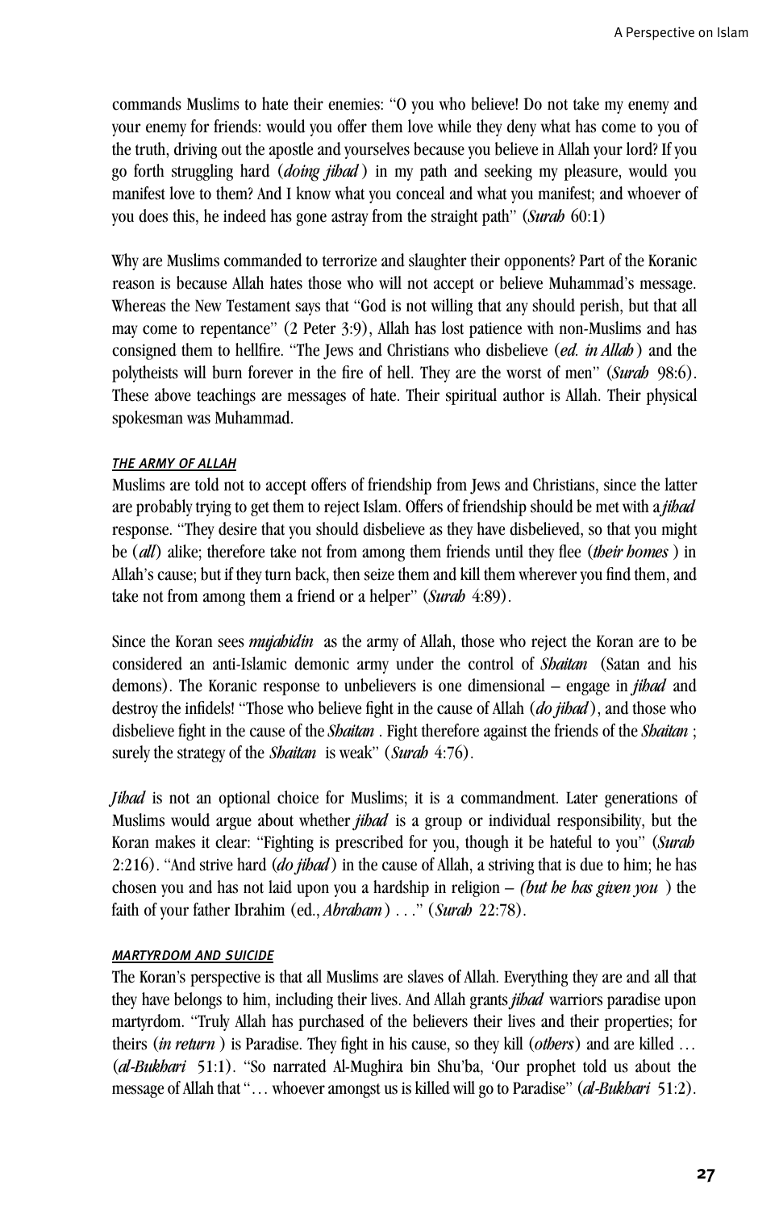commands Muslims to hate their enemies: "O you who believe! Do not take my enemy and your enemy for friends: would you offer them love while they deny what has come to you of the truth, driving out the apostle and yourselves because you believe in Allah your lord? If you go forth struggling hard (*doing jihad*) in my path and seeking my pleasure, would you manifest love to them? And I know what you conceal and what you manifest; and whoever of you does this, he indeed has gone astray from the straight path" (*Surah* 60:1)

Why are Muslims commanded to terrorize and slaughter their opponents? Part of the Koranic reason is because Allah hates those who will not accept or believe Muhammad's message. Whereas the New Testament says that "God is not willing that any should perish, but that all may come to repentance" (2 Peter 3:9), Allah has lost patience with non-Muslims and has consigned them to hellfire. "The Jews and Christians who disbelieve (*ed. in Allah*) and the polytheists will burn forever in the fire of hell. They are the worst of men" (*Surah* 98:6). These above teachings are messages of hate. Their spiritual author is Allah. Their physical spokesman was Muhammad.

#### *THE ARMY OF ALLAH*

Muslims are told not to accept offers of friendship from Jews and Christians, since the latter are probably trying to get them to reject Islam. Offers of friendship should be met with a *jihad* response. "They desire that you should disbelieve as they have disbelieved, so that you might be (*all*) alike; therefore take not from among them friends until they flee (*their homes*) in Allah's cause; but if they turn back, then seize them and kill them wherever you find them, and take not from among them a friend or a helper" (*Surah* 4:89).

Since the Koran sees *mujahidin* as the army of Allah, those who reject the Koran are to be considered an anti-Islamic demonic army under the control of *Shaitan* (Satan and his demons). The Koranic response to unbelievers is one dimensional – engage in *jihad* and destroy the infidels! "Those who believe fight in the cause of Allah (*do jihad*), and those who disbelieve fight in the cause of the *Shaitan*. Fight therefore against the friends of the *Shaitan*; surely the strategy of the *Shaitan* is weak" (*Surah* 4:76).

*Jihad* is not an optional choice for Muslims; it is a commandment. Later generations of Muslims would argue about whether *jihad* is a group or individual responsibility, but the Koran makes it clear: "Fighting is prescribed for you, though it be hateful to you" (*Surah* 2:216). "And strive hard (*do jihad*) in the cause of Allah, a striving that is due to him; he has chosen you and has not laid upon you a hardship in religion – *(but he has given you* ) the faith of your father Ibrahim (ed., *Abraham*) . . ." (*Surah* 22:78).

#### *MARTYRDOM AND SUICIDE*

The Koran's perspective is that all Muslims are slaves of Allah. Everything they are and all that they have belongs to him, including their lives. And Allah grants *jihad* warriors paradise upon martyrdom. "Truly Allah has purchased of the believers their lives and their properties; for theirs (*in return*) is Paradise. They fight in his cause, so they kill (*others*) and are killed … (*al-Bukhari* 51:1). "So narrated Al-Mughira bin Shu'ba, 'Our prophet told us about the message of Allah that "… whoever amongst us is killed will go to Paradise" (*al-Bukhari* 51:2).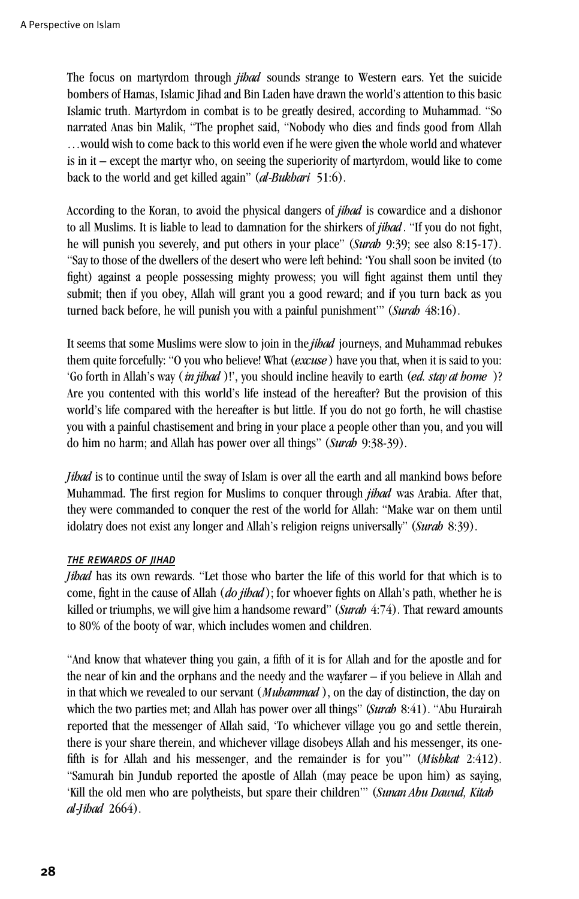The focus on martyrdom through *jihad* sounds strange to Western ears. Yet the suicide bombers of Hamas, Islamic Jihad and Bin Laden have drawn the world's attention to this basic Islamic truth. Martyrdom in combat is to be greatly desired, according to Muhammad. "So narrated Anas bin Malik, "The prophet said, "Nobody who dies and finds good from Allah …would wish to come back to this world even if he were given the whole world and whatever is in it – except the martyr who, on seeing the superiority of martyrdom, would like to come back to the world and get killed again" (*al-Bukhari* 51:6).

According to the Koran, to avoid the physical dangers of *jihad* is cowardice and a dishonor to all Muslims. It is liable to lead to damnation for the shirkers of *jihad*. "If you do not fight, he will punish you severely, and put others in your place" (*Surah* 9:39; see also 8:15-17). "Say to those of the dwellers of the desert who were left behind: 'You shall soon be invited (to fight) against a people possessing mighty prowess; you will fight against them until they submit; then if you obey, Allah will grant you a good reward; and if you turn back as you turned back before, he will punish you with a painful punishment'" (*Surah* 48:16).

It seems that some Muslims were slow to join in the *jihad* journeys, and Muhammad rebukes them quite forcefully: "O you who believe! What (*excuse*) have you that, when it is said to you: 'Go forth in Allah's way (*in jihad*)!', you should incline heavily to earth (*ed. stay at home*)? Are you contented with this world's life instead of the hereafter? But the provision of this world's life compared with the hereafter is but little. If you do not go forth, he will chastise you with a painful chastisement and bring in your place a people other than you, and you will do him no harm; and Allah has power over all things" (*Surah* 9:38-39).

*Jihad* is to continue until the sway of Islam is over all the earth and all mankind bows before Muhammad. The first region for Muslims to conquer through *jihad* was Arabia. After that, they were commanded to conquer the rest of the world for Allah: "Make war on them until idolatry does not exist any longer and Allah's religion reigns universally" (*Surah* 8:39).

### THE REWARDS OF JIHAD

*Jihad* has its own rewards. "Let those who barter the life of this world for that which is to come, fight in the cause of Allah (*do jihad*); for whoever fights on Allah's path, whether he is killed or triumphs, we will give him a handsome reward" (*Surah* 4:74). That reward amounts to 80% of the booty of war, which includes women and children.

"And know that whatever thing you gain, a fifth of it is for Allah and for the apostle and for the near of kin and the orphans and the needy and the wayfarer – if you believe in Allah and in that which we revealed to our servant (*Muhammad*), on the day of distinction, the day on which the two parties met; and Allah has power over all things" (*Surah* 8:41). "Abu Hurairah reported that the messenger of Allah said, 'To whichever village you go and settle therein, there is your share therein, and whichever village disobeys Allah and his messenger, its one-fifth is for Allah and his messenger, and the remainder is for you'" (*Mishkat* 2:412). "Samurah bin Jundub reported the apostle of Allah (may peace be upon him) as saying, 'Kill the old men who are polytheists, but spare their children'" (*Sunan Abu Dawud, Kitab al-Jihad* 2664).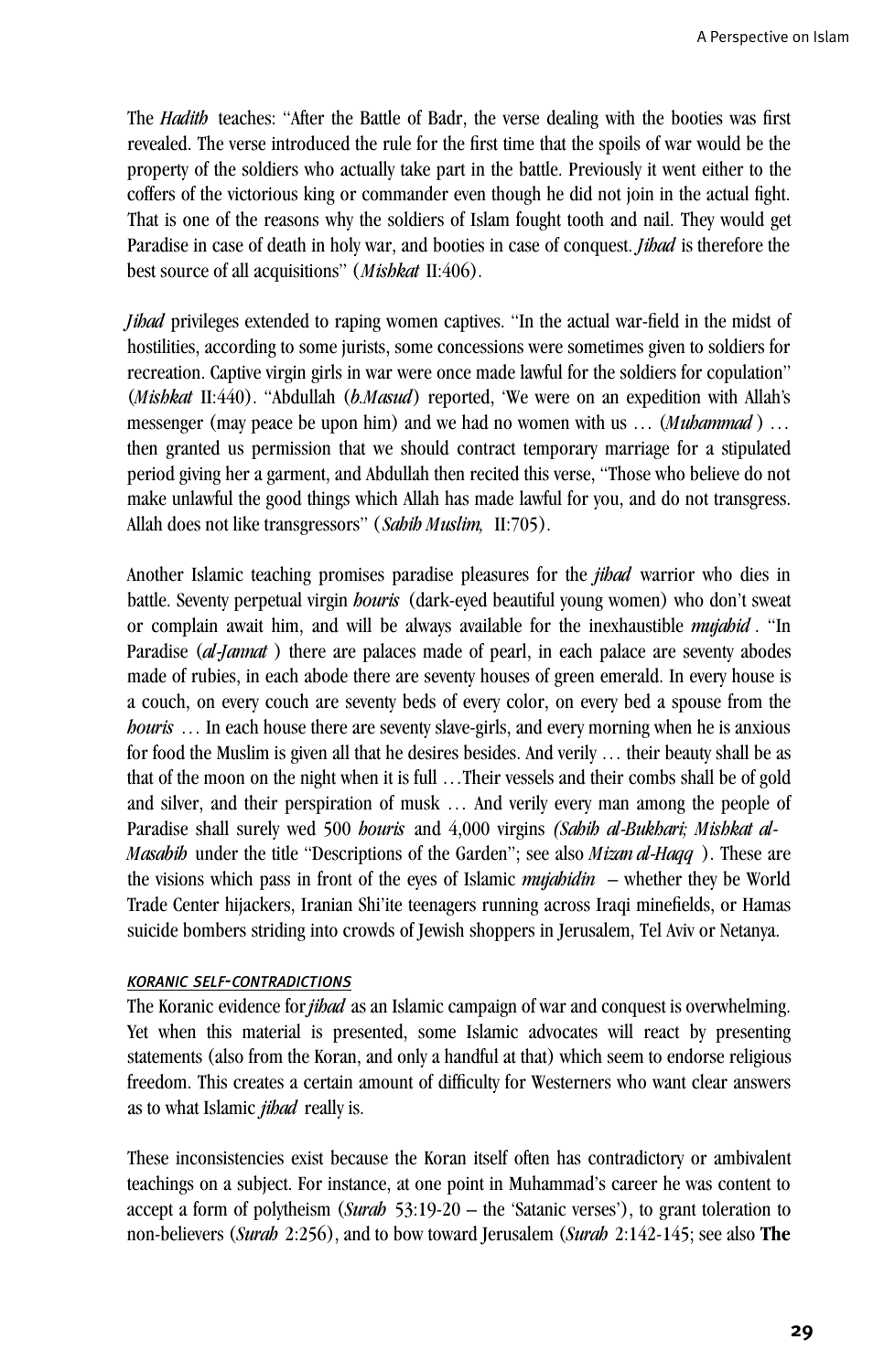The *Hadith* teaches: "After the Battle of Badr, the verse dealing with the booties was first revealed. The verse introduced the rule for the first time that the spoils of war would be the property of the soldiers who actually take part in the battle. Previously it went either to the coffers of the victorious king or commander even though he did not join in the actual fight. That is one of the reasons why the soldiers of Islam fought tooth and nail. They would get Paradise in case of death in holy war, and booties in case of conquest. *Jihad* is therefore the best source of all acquisitions" (*Mishkat* II:406).

*Jihad* privileges extended to raping women captives. "In the actual war-field in the midst of hostilities, according to some jurists, some concessions were sometimes given to soldiers for recreation. Captive virgin girls in war were once made lawful for the soldiers for copulation" (*Mishkat* II:440). "Abdullah (*b.Masud*) reported, 'We were on an expedition with Allah's messenger (may peace be upon him) and we had no women with us … (*Muhammad* ) … then granted us permission that we should contract temporary marriage for a stipulated period giving her a garment, and Abdullah then recited this verse, "Those who believe do not make unlawful the good things which Allah has made lawful for you, and do not transgress. Allah does not like transgressors" (*Sahih Muslim,* II:705).

Another Islamic teaching promises paradise pleasures for the *jihad* warrior who dies in battle. Seventy perpetual virgin *houris* (dark-eyed beautiful young women) who don't sweat or complain await him, and will be always available for the inexhaustible *mujahid* . "In Paradise (*al-Jannat* ) there are palaces made of pearl, in each palace are seventy abodes made of rubies, in each abode there are seventy houses of green emerald. In every house is a couch, on every couch are seventy beds of every color, on every bed a spouse from the *houris* … In each house there are seventy slave-girls, and every morning when he is anxious for food the Muslim is given all that he desires besides. And verily … their beauty shall be as that of the moon on the night when it is full …Their vessels and their combs shall be of gold and silver, and their perspiration of musk … And verily every man among the people of Paradise shall surely wed 500 *houris* and 4,000 virgins *(Sahih al-Bukhari; Mishkat al-Masabih* under the title "Descriptions of the Garden"; see also *Mizan al-Haqq* ). These are the visions which pass in front of the eyes of Islamic *mujahidin* – whether they be World Trade Center hijackers, Iranian Shi'ite teenagers running across Iraqi minefields, or Hamas suicide bombers striding into crowds of Jewish shoppers in Jerusalem, Tel Aviv or Netanya.

#### *KORANIC SELF-CONTRADICTIONS*

The Koranic evidence for *jihad* as an Islamic campaign of war and conquest is overwhelming. Yet when this material is presented, some Islamic advocates will react by presenting statements (also from the Koran, and only a handful at that) which seem to endorse religious freedom. This creates a certain amount of difficulty for Westerners who want clear answers as to what Islamic *jihad* really is.

These inconsistencies exist because the Koran itself often has contradictory or ambivalent teachings on a subject. For instance, at one point in Muhammad's career he was content to accept a form of polytheism (*Surah* 53:19-20 – the 'Satanic verses'), to grant toleration to non-believers (*Surah* 2:256), and to bow toward Jerusalem (*Surah* 2:142-145; see also **The**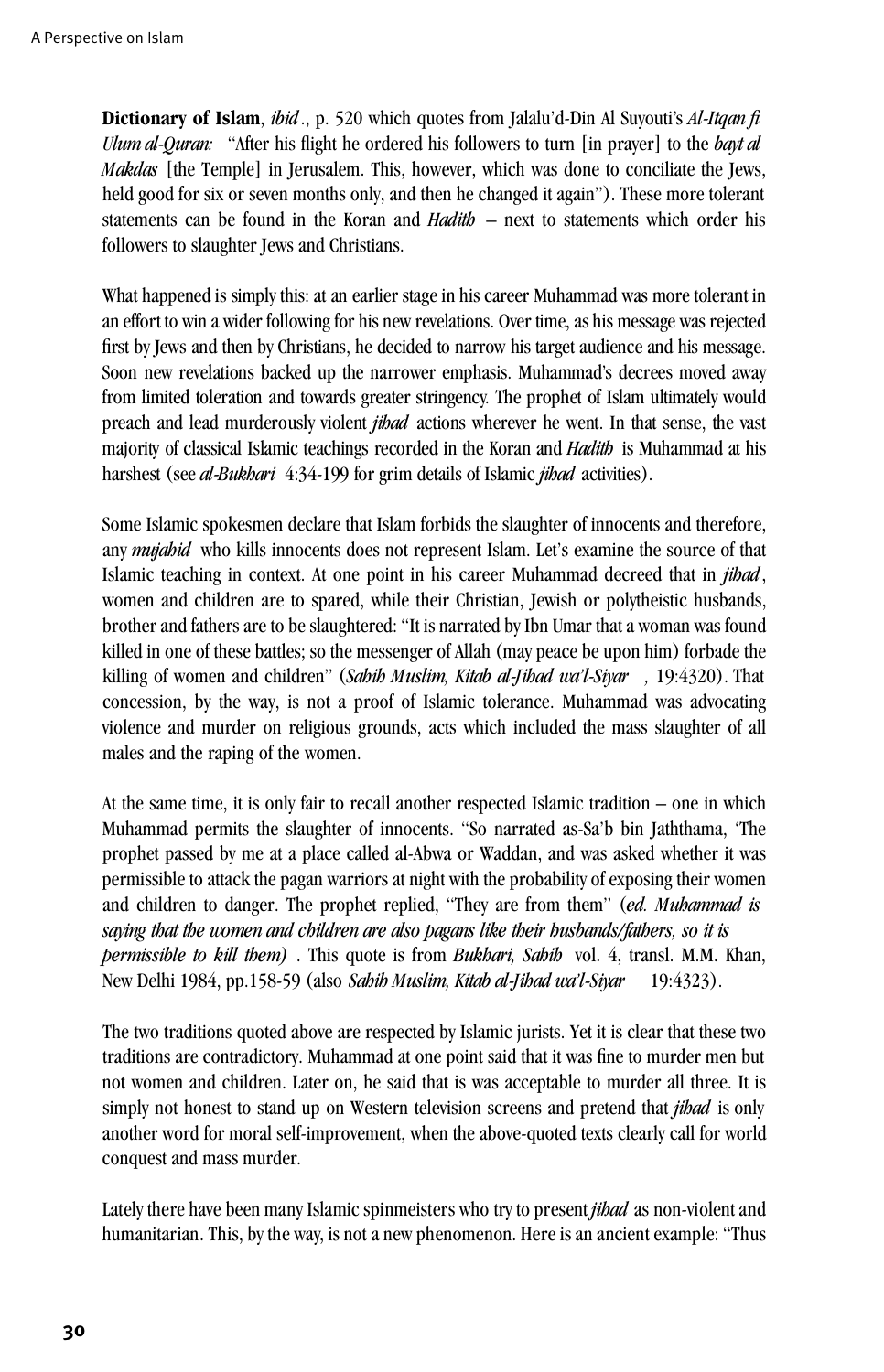**Dictionary of Islam**, *ibid*., p. 520 which quotes from Jalalu'd-Din Al Suyouti's *Al-Itqan fi Ulum al-Quran:* "After his flight he ordered his followers to turn [in prayer] to the *bayt al Makdas* [the Temple] in Jerusalem. This, however, which was done to conciliate the Jews, held good for six or seven months only, and then he changed it again"). These more tolerant statements can be found in the Koran and *Hadith* – next to statements which order his followers to slaughter Jews and Christians.

What happened is simply this: at an earlier stage in his career Muhammad was more tolerant in an effort to win a wider following for his new revelations. Over time, as his message was rejected first by Jews and then by Christians, he decided to narrow his target audience and his message. Soon new revelations backed up the narrower emphasis. Muhammad's decrees moved away from limited toleration and towards greater stringency. The prophet of Islam ultimately would preach and lead murderously violent *jihad* actions wherever he went. In that sense, the vast majority of classical Islamic teachings recorded in the Koran and *Hadith* is Muhammad at his harshest (see *al-Bukhari* 4:34-199 for grim details of Islamic *jihad* activities).

Some Islamic spokesmen declare that Islam forbids the slaughter of innocents and therefore, any *mujahid* who kills innocents does not represent Islam. Let's examine the source of that Islamic teaching in context. At one point in his career Muhammad decreed that in *jihad*, women and children are to spared, while their Christian, Jewish or polytheistic husbands, brother and fathers are to be slaughtered: "It is narrated by Ibn Umar that a woman was found killed in one of these battles; so the messenger of Allah (may peace be upon him) forbade the killing of women and children" (*Sahih Muslim, Kitab al-Jihad wa'l-Siyar* , 19:4320). That concession, by the way, is not a proof of Islamic tolerance. Muhammad was advocating violence and murder on religious grounds, acts which included the mass slaughter of all males and the raping of the women.

At the same time, it is only fair to recall another respected Islamic tradition – one in which Muhammad permits the slaughter of innocents. "So narrated as-Sa'b bin Jaththama, 'The prophet passed by me at a place called al-Abwa or Waddan, and was asked whether it was permissible to attack the pagan warriors at night with the probability of exposing their women and children to danger. The prophet replied, "They are from them" (*ed. Muhammad is saying that the women and children are also pagans like their husbands/fathers, so it is permissible to kill them)* . This quote is from **Bukhari, Sahih** vol. 4, transl. M.M. Khan, New Delhi 1984, pp.158-59 (also *Sahih Muslim, Kitab al-Jihad wa'l-Siyar* 19:4323).

The two traditions quoted above are respected by Islamic jurists. Yet it is clear that these two traditions are contradictory. Muhammad at one point said that it was fine to murder men but not women and children. Later on, he said that is was acceptable to murder all three. It is simply not honest to stand up on Western television screens and pretend that *jihad* is only another word for moral self-improvement, when the above-quoted texts clearly call for world conquest and mass murder.

Lately there have been many Islamic spinmeisters who try to present *jihad* as non-violent and humanitarian. This, by the way, is not a new phenomenon. Here is an ancient example: "Thus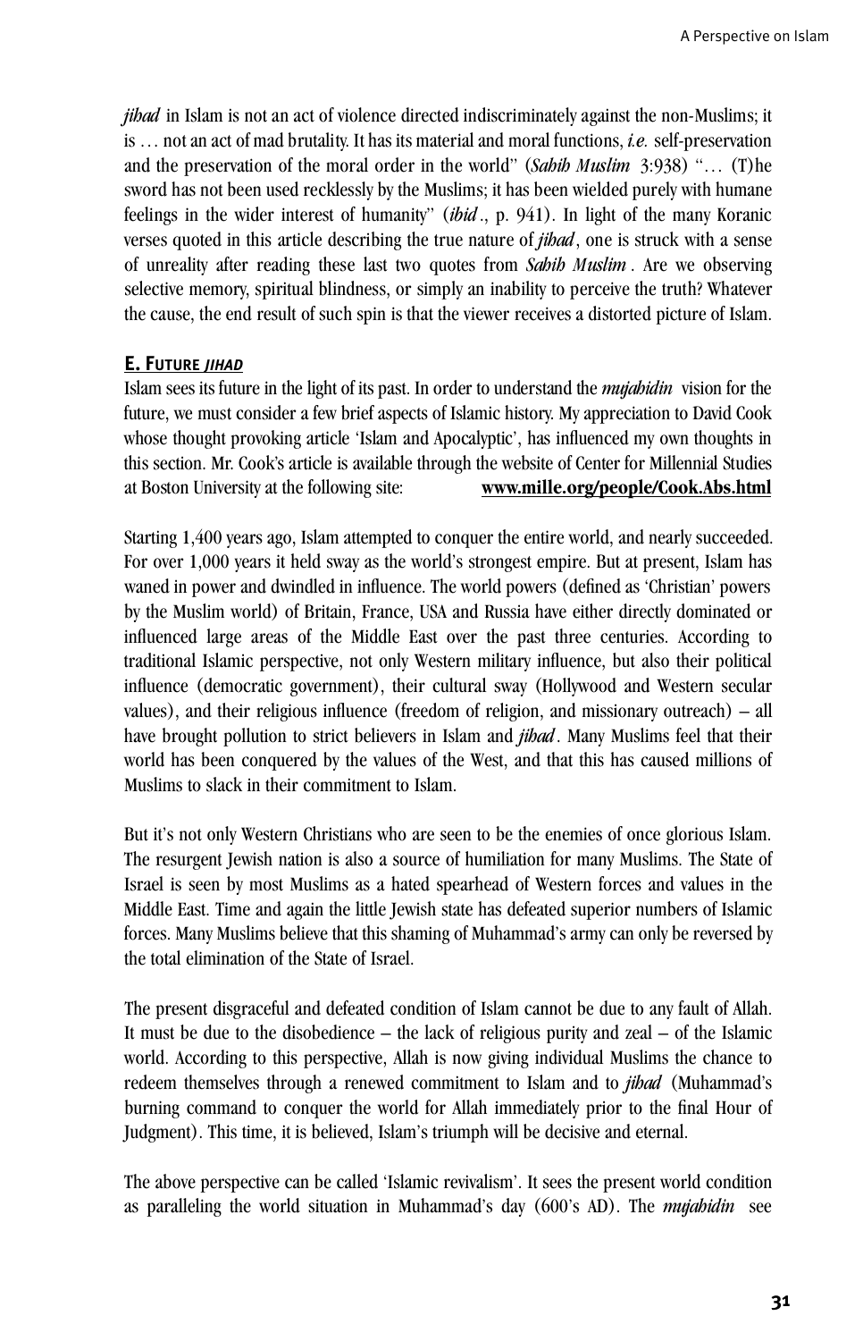*jihad* in Islam is not an act of violence directed indiscriminately against the non-Muslims; it is … not an act of mad brutality. It has its material and moral functions, *i.e.* self-preservation and the preservation of the moral order in the world" (*Sahih Muslim* 3:938) "… (T)he sword has not been used recklessly by the Muslims; it has been wielded purely with humane feelings in the wider interest of humanity" (*ibid*., p. 941). In light of the many Koranic verses quoted in this article describing the true nature of *jihad*, one is struck with a sense of unreality after reading these last two quotes from *Sahih Muslim*. Are we observing selective memory, spiritual blindness, or simply an inability to perceive the truth? Whatever the cause, the end result of such spin is that the viewer receives a distorted picture of Islam.

## E. Future *jihad*

Islam sees its future in the light of its past. In order to understand the *mujahidin* vision for the future, we must consider a few brief aspects of Islamic history. My appreciation to David Cook whose thought provoking article 'Islam and Apocalyptic', has influenced my own thoughts in this section. Mr. Cook's article is available through the website of Center for Millennial Studies at Boston University at the following site: **www.mille.org/people/Cook.Abs.html**

Starting 1,400 years ago, Islam attempted to conquer the entire world, and nearly succeeded. For over 1,000 years it held sway as the world's strongest empire. But at present, Islam has waned in power and dwindled in influence. The world powers (defined as 'Christian' powers by the Muslim world) of Britain, France, USA and Russia have either directly dominated or influenced large areas of the Middle East over the past three centuries. According to traditional Islamic perspective, not only Western military influence, but also their political influence (democratic government), their cultural sway (Hollywood and Western secular values), and their religious influence (freedom of religion, and missionary outreach) – all have brought pollution to strict believers in Islam and *jihad*. Many Muslims feel that their world has been conquered by the values of the West, and that this has caused millions of Muslims to slack in their commitment to Islam.

But it's not only Western Christians who are seen to be the enemies of once glorious Islam. The resurgent Jewish nation is also a source of humiliation for many Muslims. The State of Israel is seen by most Muslims as a hated spearhead of Western forces and values in the Middle East. Time and again the little Jewish state has defeated superior numbers of Islamic forces. Many Muslims believe that this shaming of Muhammad's army can only be reversed by the total elimination of the State of Israel.

The present disgraceful and defeated condition of Islam cannot be due to any fault of Allah. It must be due to the disobedience – the lack of religious purity and zeal – of the Islamic world. According to this perspective, Allah is now giving individual Muslims the chance to redeem themselves through a renewed commitment to Islam and to *jihad* (Muhammad's burning command to conquer the world for Allah immediately prior to the final Hour of Judgment). This time, it is believed, Islam's triumph will be decisive and eternal.

The above perspective can be called 'Islamic revivalism'. It sees the present world condition as paralleling the world situation in Muhammad's day (600's AD). The *mujahidin* see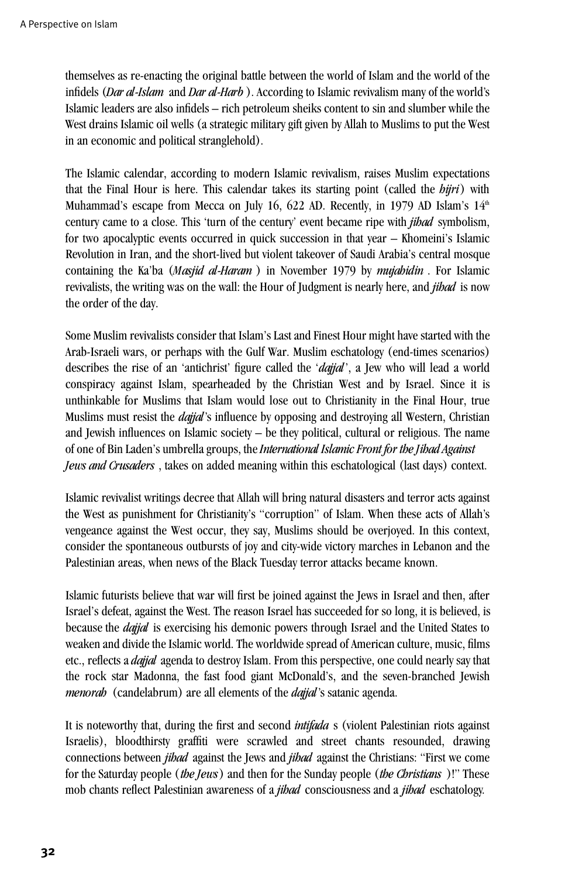themselves as re-enacting the original battle between the world of Islam and the world of the infidels (*Dar al-Islam* and *Dar al-Harb* ). According to Islamic revivalism many of the world's Islamic leaders are also infidels – rich petroleum sheiks content to sin and slumber while the West drains Islamic oil wells (a strategic military gift given by Allah to Muslims to put the West in an economic and political stranglehold).

The Islamic calendar, according to modern Islamic revivalism, raises Muslim expectations that the Final Hour is here. This calendar takes its starting point (called the *hijri*) with Muhammad's escape from Mecca on July 16, 622 AD. Recently, in 1979 AD Islam's 14th century came to a close. This 'turn of the century' event became ripe with *jihad* symbolism, for two apocalyptic events occurred in quick succession in that year – Khomeini's Islamic Revolution in Iran, and the short-lived but violent takeover of Saudi Arabia's central mosque containing the Ka'ba (*Masjid al-Haram* ) in November 1979 by *mujahidin* . For Islamic revivalists, the writing was on the wall: the Hour of Judgment is nearly here, and *jihad* is now the order of the day.

Some Muslim revivalists consider that Islam's Last and Finest Hour might have started with the Arab-Israeli wars, or perhaps with the Gulf War. Muslim eschatology (end-times scenarios) describes the rise of an 'antichrist' figure called the '*dajjal*', a Jew who will lead a world conspiracy against Islam, spearheaded by the Christian West and by Israel. Since it is unthinkable for Muslims that Islam would lose out to Christianity in the Final Hour, true Muslims must resist the *dajjal*'s influence by opposing and destroying all Western, Christian and Jewish influences on Islamic society – be they political, cultural or religious. The name of one of Bin Laden's umbrella groups, the *International Islamic Front for the Jihad Against Jews and Crusaders* , takes on added meaning within this eschatological (last days) context.

Islamic revivalist writings decree that Allah will bring natural disasters and terror acts against the West as punishment for Christianity's "corruption" of Islam. When these acts of Allah's vengeance against the West occur, they say, Muslims should be overjoyed. In this context, consider the spontaneous outbursts of joy and city-wide victory marches in Lebanon and the Palestinian areas, when news of the Black Tuesday terror attacks became known.

Islamic futurists believe that war will first be joined against the Jews in Israel and then, after Israel's defeat, against the West. The reason Israel has succeeded for so long, it is believed, is because the *dajjal* is exercising his demonic powers through Israel and the United States to weaken and divide the Islamic world. The worldwide spread of American culture, music, films etc., reflects a *dajjal* agenda to destroy Islam. From this perspective, one could nearly say that the rock star Madonna, the fast food giant McDonald's, and the seven-branched Jewish *menorah* (candelabrum) are all elements of the *dajjal*'s satanic agenda.

It is noteworthy that, during the first and second *intifada* s (violent Palestinian riots against Israelis), bloodthirsty graffiti were scrawled and street chants resounded, drawing connections between *jihad* against the Jews and *jihad* against the Christians: "First we come for the Saturday people (*the Jews*) and then for the Sunday people (*the Christians* )!" These mob chants reflect Palestinian awareness of a *jihad* consciousness and a *jihad* eschatology.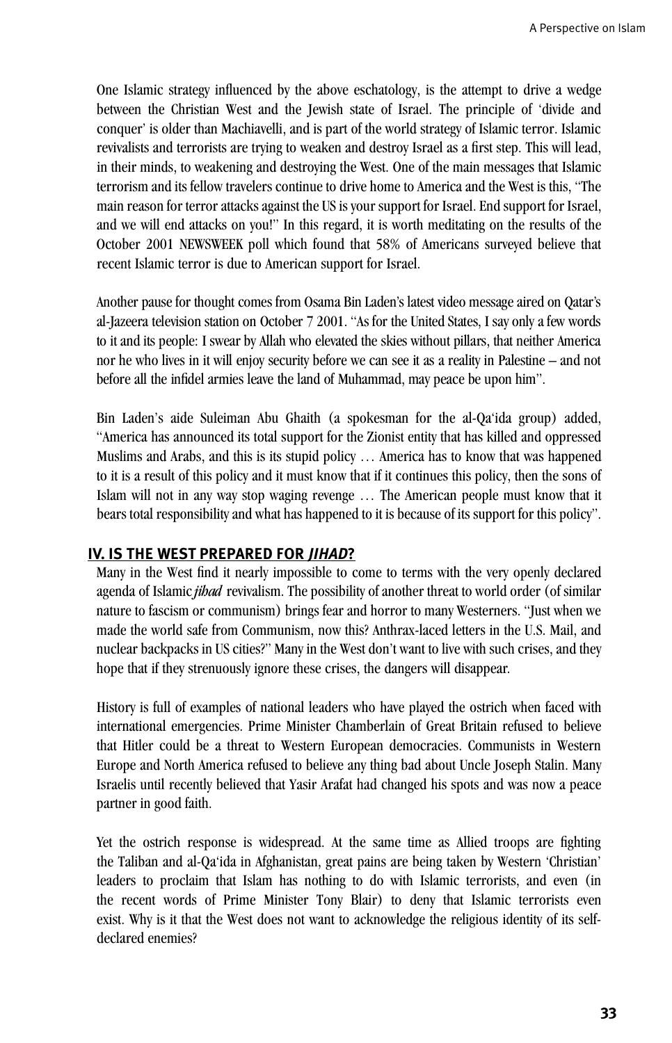One Islamic strategy influenced by the above eschatology, is the attempt to drive a wedge between the Christian West and the Jewish state of Israel. The principle of 'divide and conquer' is older than Machiavelli, and is part of the world strategy of Islamic terror. Islamic revivalists and terrorists are trying to weaken and destroy Israel as a first step. This will lead, in their minds, to weakening and destroying the West. One of the main messages that Islamic terrorism and its fellow travelers continue to drive home to America and the West is this, "The main reason for terror attacks against the US is your support for Israel. End support for Israel, and we will end attacks on you!" In this regard, it is worth meditating on the results of the October 2001 NEWSWEEK poll which found that 58% of Americans surveyed believe that recent Islamic terror is due to American support for Israel.

Another pause for thought comes from Osama Bin Laden's latest video message aired on Qatar's al-Jazeera television station on October 7 2001. "As for the United States, I say only a few words to it and its people: I swear by Allah who elevated the skies without pillars, that neither America nor he who lives in it will enjoy security before we can see it as a reality in Palestine – and not before all the infidel armies leave the land of Muhammad, may peace be upon him".

Bin Laden's aide Suleiman Abu Ghaith (a spokesman for the al-Qa'ida group) added, "America has announced its total support for the Zionist entity that has killed and oppressed Muslims and Arabs, and this is its stupid policy … America has to know that was happened to it is a result of this policy and it must know that if it continues this policy, then the sons of Islam will not in any way stop waging revenge … The American people must know that it bears total responsibility and what has happened to it is because of its support for this policy".

## IV. IS THE WEST PREPARED FOR *JIHAD*?

Many in the West find it nearly impossible to come to terms with the very openly declared agenda of Islamic *jihad* revivalism. The possibility of another threat to world order (of similar nature to fascism or communism) brings fear and horror to many Westerners. "Just when we made the world safe from Communism, now this? Anthrax-laced letters in the U.S. Mail, and nuclear backpacks in US cities?" Many in the West don't want to live with such crises, and they hope that if they strenuously ignore these crises, the dangers will disappear.

History is full of examples of national leaders who have played the ostrich when faced with international emergencies. Prime Minister Chamberlain of Great Britain refused to believe that Hitler could be a threat to Western European democracies. Communists in Western Europe and North America refused to believe any thing bad about Uncle Joseph Stalin. Many Israelis until recently believed that Yasir Arafat had changed his spots and was now a peace partner in good faith.

Yet the ostrich response is widespread. At the same time as Allied troops are fighting the Taliban and al-Qa'ida in Afghanistan, great pains are being taken by Western 'Christian' leaders to proclaim that Islam has nothing to do with Islamic terrorists, and even (in the recent words of Prime Minister Tony Blair) to deny that Islamic terrorists even exist. Why is it that the West does not want to acknowledge the religious identity of its self-declared enemies?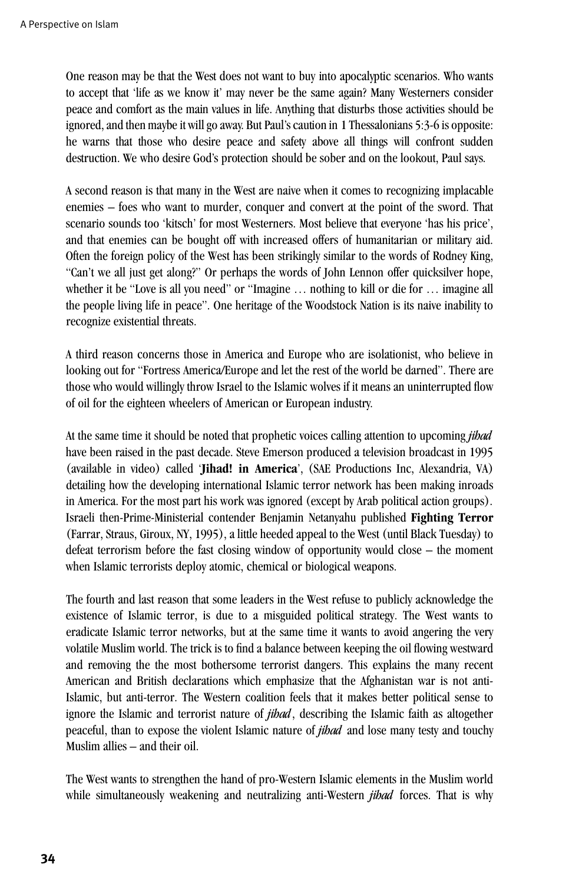One reason may be that the West does not want to buy into apocalyptic scenarios. Who wants to accept that 'life as we know it' may never be the same again? Many Westerners consider peace and comfort as the main values in life. Anything that disturbs those activities should be ignored, and then maybe it will go away. But Paul's caution in 1 Thessalonians 5:3-6 is opposite: he warns that those who desire peace and safety above all things will confront sudden destruction. We who desire God's protection should be sober and on the lookout, Paul says.

A second reason is that many in the West are naive when it comes to recognizing implacable enemies – foes who want to murder, conquer and convert at the point of the sword. That scenario sounds too 'kitsch' for most Westerners. Most believe that everyone 'has his price', and that enemies can be bought off with increased offers of humanitarian or military aid. Often the foreign policy of the West has been strikingly similar to the words of Rodney King, "Can't we all just get along?" Or perhaps the words of John Lennon offer quicksilver hope, whether it be "Love is all you need" or "Imagine … nothing to kill or die for … imagine all the people living life in peace". One heritage of the Woodstock Nation is its naive inability to recognize existential threats.

A third reason concerns those in America and Europe who are isolationist, who believe in looking out for "Fortress America/Europe and let the rest of the world be darned". There are those who would willingly throw Israel to the Islamic wolves if it means an uninterrupted flow of oil for the eighteen wheelers of American or European industry.

At the same time it should be noted that prophetic voices calling attention to upcoming *jihad* have been raised in the past decade. Steve Emerson produced a television broadcast in 1995 (available in video) called '**Jihad! in America**', (SAE Productions Inc, Alexandria, VA) detailing how the developing international Islamic terror network has been making inroads in America. For the most part his work was ignored (except by Arab political action groups). Israeli then-Prime-Ministerial contender Benjamin Netanyahu published **Fighting Terror** (Farrar, Straus, Giroux, NY, 1995), a little heeded appeal to the West (until Black Tuesday) to defeat terrorism before the fast closing window of opportunity would close – the moment when Islamic terrorists deploy atomic, chemical or biological weapons.

The fourth and last reason that some leaders in the West refuse to publicly acknowledge the existence of Islamic terror, is due to a misguided political strategy. The West wants to eradicate Islamic terror networks, but at the same time it wants to avoid angering the very volatile Muslim world. The trick is to find a balance between keeping the oil flowing westward and removing the the most bothersome terrorist dangers. This explains the many recent American and British declarations which emphasize that the Afghanistan war is not anti-Islamic, but anti-terror. The Western coalition feels that it makes better political sense to ignore the Islamic and terrorist nature of *jihad*, describing the Islamic faith as altogether peaceful, than to expose the violent Islamic nature of *jihad* and lose many testy and touchy Muslim allies – and their oil.

The West wants to strengthen the hand of pro-Western Islamic elements in the Muslim world while simultaneously weakening and neutralizing anti-Western *jihad* forces. That is why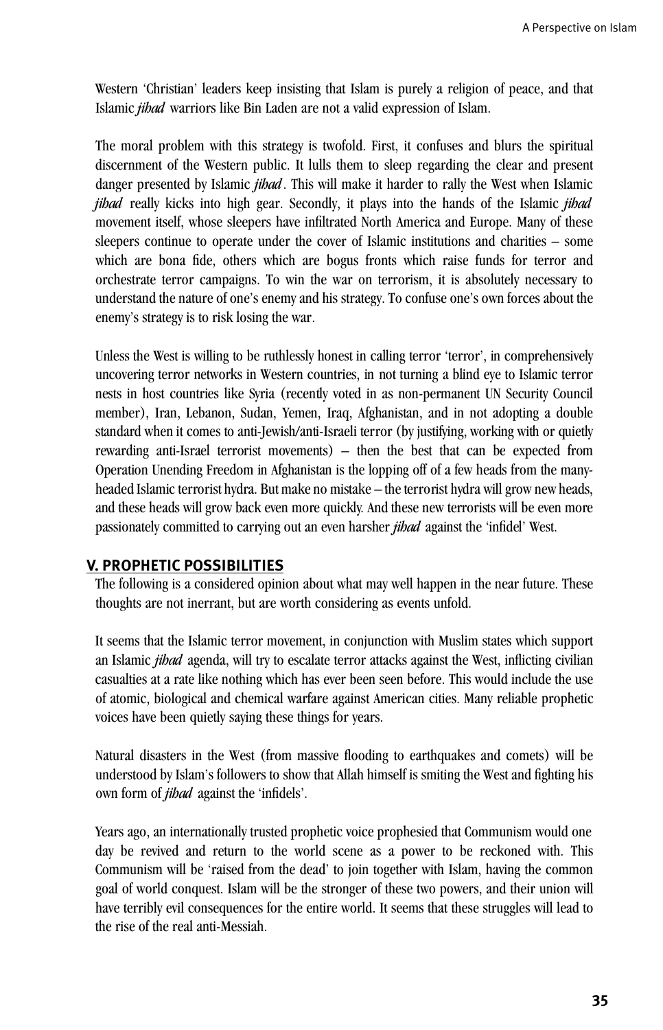Western 'Christian' leaders keep insisting that Islam is purely a religion of peace, and that Islamic *jihad* warriors like Bin Laden are not a valid expression of Islam.

The moral problem with this strategy is twofold. First, it confuses and blurs the spiritual discernment of the Western public. It lulls them to sleep regarding the clear and present danger presented by Islamic *jihad*. This will make it harder to rally the West when Islamic *jihad* really kicks into high gear. Secondly, it plays into the hands of the Islamic *jihad* movement itself, whose sleepers have infiltrated North America and Europe. Many of these sleepers continue to operate under the cover of Islamic institutions and charities – some which are bona fide, others which are bogus fronts which raise funds for terror and orchestrate terror campaigns. To win the war on terrorism, it is absolutely necessary to understand the nature of one's enemy and his strategy. To confuse one's own forces about the enemy's strategy is to risk losing the war.

Unless the West is willing to be ruthlessly honest in calling terror 'terror', in comprehensively uncovering terror networks in Western countries, in not turning a blind eye to Islamic terror nests in host countries like Syria (recently voted in as non-permanent UN Security Council member), Iran, Lebanon, Sudan, Yemen, Iraq, Afghanistan, and in not adopting a double standard when it comes to anti-Jewish/anti-Israeli terror (by justifying, working with or quietly rewarding anti-Israel terrorist movements) – then the best that can be expected from Operation Unending Freedom in Afghanistan is the lopping off of a few heads from the many-headed Islamic terrorist hydra. But make no mistake – the terrorist hydra will grow new heads, and these heads will grow back even more quickly. And these new terrorists will be even more passionately committed to carrying out an even harsher *jihad* against the 'infidel' West.

## V. PROPHETIC POSSIBILITIES

The following is a considered opinion about what may well happen in the near future. These thoughts are not inerrant, but are worth considering as events unfold.

It seems that the Islamic terror movement, in conjunction with Muslim states which support an Islamic *jihad* agenda, will try to escalate terror attacks against the West, inflicting civilian casualties at a rate like nothing which has ever been seen before. This would include the use of atomic, biological and chemical warfare against American cities. Many reliable prophetic voices have been quietly saying these things for years.

Natural disasters in the West (from massive flooding to earthquakes and comets) will be understood by Islam's followers to show that Allah himself is smiting the West and fighting his own form of *jihad* against the 'infidels'.

Years ago, an internationally trusted prophetic voice prophesied that Communism would one day be revived and return to the world scene as a power to be reckoned with. This Communism will be 'raised from the dead' to join together with Islam, having the common goal of world conquest. Islam will be the stronger of these two powers, and their union will have terribly evil consequences for the entire world. It seems that these struggles will lead to the rise of the real anti-Messiah.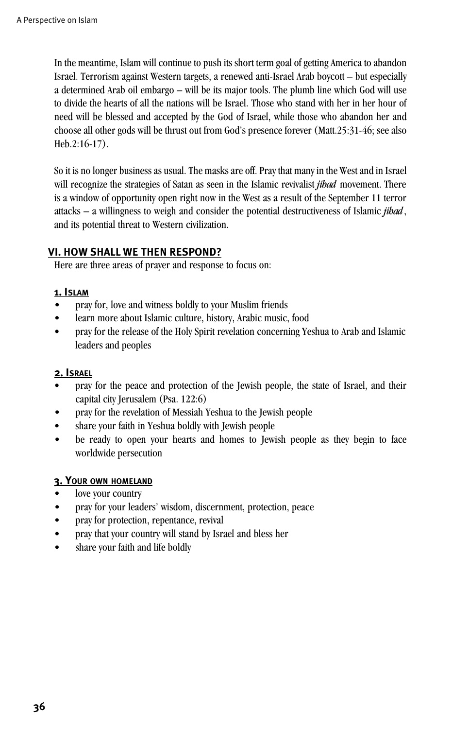In the meantime, Islam will continue to push its short term goal of getting America to abandon Israel. Terrorism against Western targets, a renewed anti-Israel Arab boycott – but especially a determined Arab oil embargo – will be its major tools. The plumb line which God will use to divide the hearts of all the nations will be Israel. Those who stand with her in her hour of need will be blessed and accepted by the God of Israel, while those who abandon her and choose all other gods will be thrust out from God's presence forever (Matt.25:31-46; see also Heb.2:16-17).

So it is no longer business as usual. The masks are off. Pray that many in the West and in Israel will recognize the strategies of Satan as seen in the Islamic revivalist *jihad* movement. There is a window of opportunity open right now in the West as a result of the September 11 terror attacks – a willingness to weigh and consider the potential destructiveness of Islamic *jihad*, and its potential threat to Western civilization.

## VI. HOW SHALL WE THEN RESPOND?

Here are three areas of prayer and response to focus on:

### 1. Islam

- pray for, love and witness boldly to your Muslim friends
- learn more about Islamic culture, history, Arabic music, food
- pray for the release of the Holy Spirit revelation concerning Yeshua to Arab and Islamic leaders and peoples

### 2. Israel

- pray for the peace and protection of the Jewish people, the state of Israel, and their capital city Jerusalem (Psa. 122:6)
- pray for the revelation of Messiah Yeshua to the Jewish people
- share your faith in Yeshua boldly with Jewish people
- be ready to open your hearts and homes to Jewish people as they begin to face worldwide persecution

### 3. Your own homeland

- love your country
- pray for your leaders' wisdom, discernment, protection, peace
- pray for protection, repentance, revival
- pray that your country will stand by Israel and bless her
- share your faith and life boldly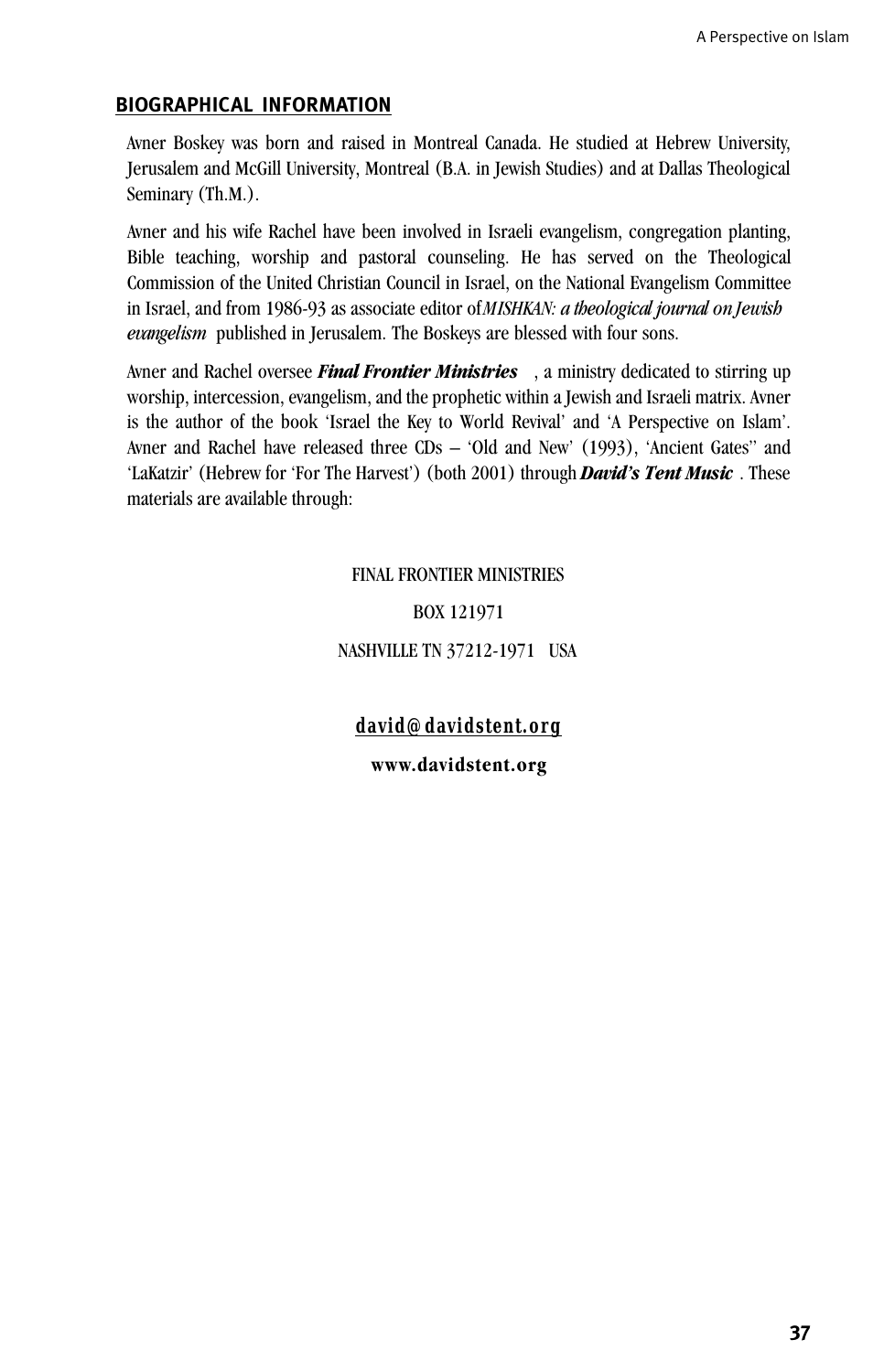## BIOGRAPHICAL INFORMATION

Avner Boskey was born and raised in Montreal Canada. He studied at Hebrew University, Jerusalem and McGill University, Montreal (B.A. in Jewish Studies) and at Dallas Theological Seminary (Th.M.).

Avner and his wife Rachel have been involved in Israeli evangelism, congregation planting, Bible teaching, worship and pastoral counseling. He has served on the Theological Commission of the United Christian Council in Israel, on the National Evangelism Committee in Israel, and from 1986-93 as associate editor of *MISHKAN: a theological journal on Jewish evangelism* published in Jerusalem. The Boskeys are blessed with four sons.

Avner and Rachel oversee ***Final Frontier Ministries***, a ministry dedicated to stirring up worship, intercession, evangelism, and the prophetic within a Jewish and Israeli matrix. Avner is the author of the book 'Israel the Key to World Revival' and 'A Perspective on Islam'. Avner and Rachel have released three CDs – 'Old and New' (1993), 'Ancient Gates'' and 'LaKatzir' (Hebrew for 'For The Harvest') (both 2001) through ***David's Tent Music***. These materials are available through:

FINAL FRONTIER MINISTRIES

BOX 121971

NASHVILLE TN 37212-1971 USA

**david@davidstent.org**

**www.davidstent.org**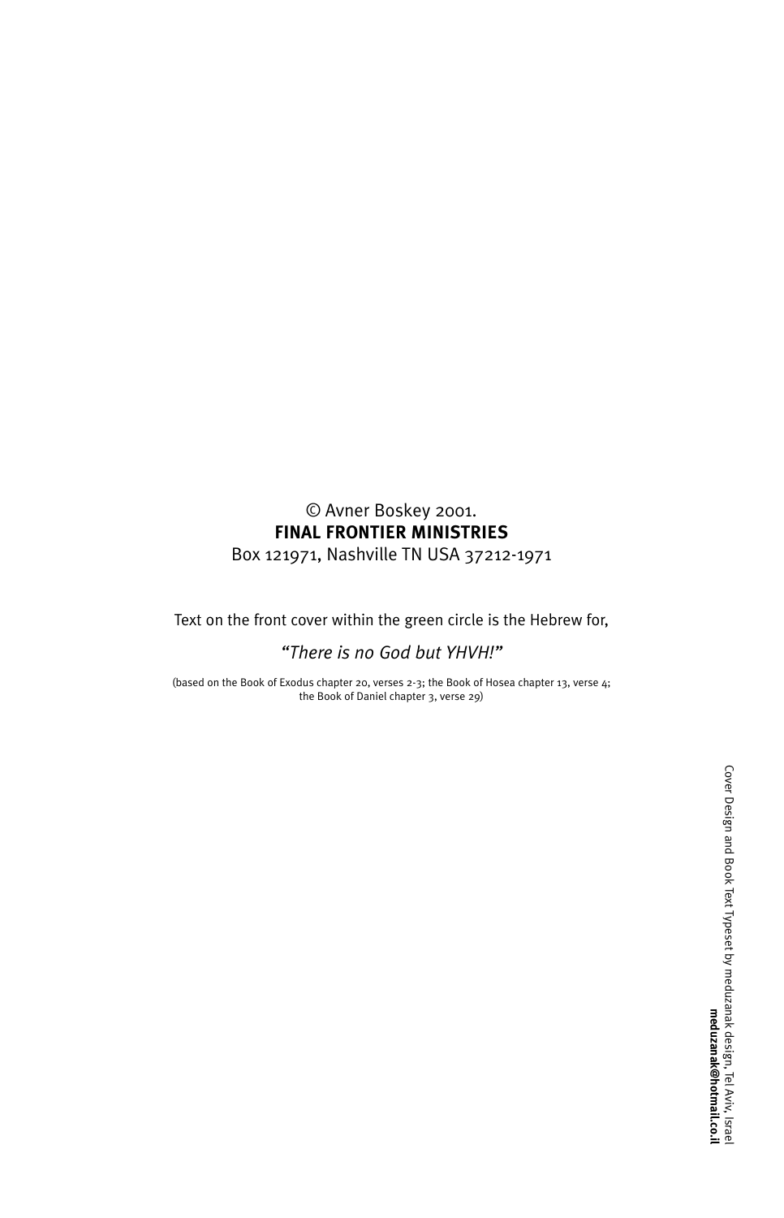© Avner Boskey 2001.
**FINAL FRONTIER MINISTRIES**
Box 121971, Nashville TN USA 37212-1971

Text on the front cover within the green circle is the Hebrew for,

*"There is no God but YHVH!"*

(based on the Book of Exodus chapter 20, verses 2-3; the Book of Hosea chapter 13, verse 4; the Book of Daniel chapter 3, verse 29)

Cover Design and Book Text Typeset by meduzanak design, Tel Aviv, Israel
**meduzanak@hotmail.co.il**